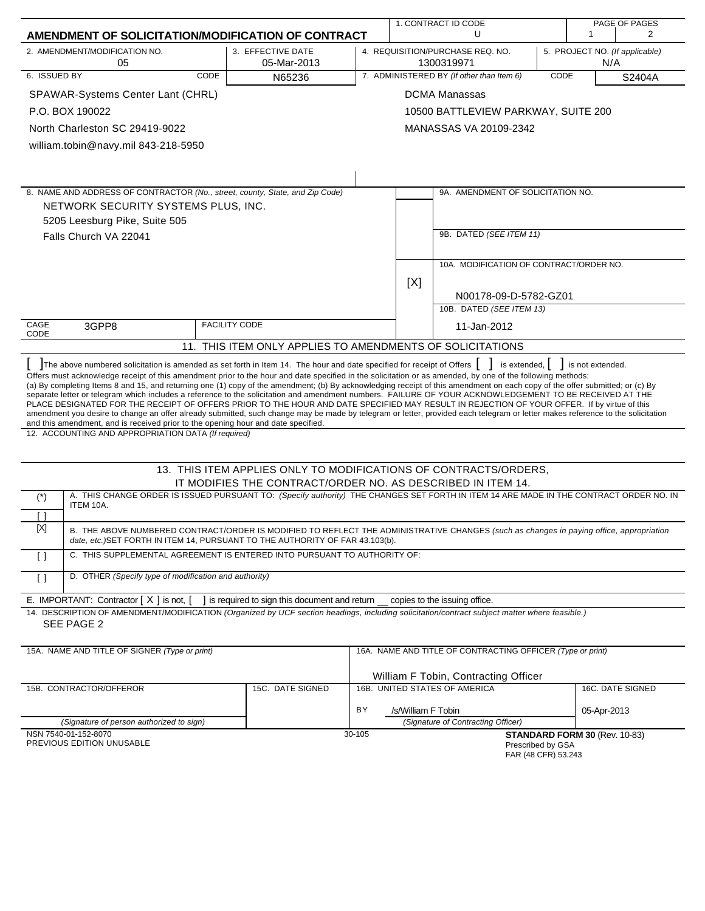# AMENDMENT OF SOLICITATION/MODIFICATION OF CONTRACT

| 1. CONTRACT ID CODE | PAGE OF PAGES |
|---|---|
| U | 1 / 2 |

| 2. AMENDMENT/MODIFICATION NO. | 3. EFFECTIVE DATE | 4. REQUISITION/PURCHASE REQ. NO. | 5. PROJECT NO. *(If applicable)* |
|---|---|---|---|
| 05 | 05-Mar-2013 | 1300319971 | N/A |

| 6. ISSUED BY | CODE N65236 | 7. ADMINISTERED BY *(If other than Item 6)* | CODE S2404A |
|---|---|---|---|
| SPAWAR-Systems Center Lant (CHRL)<br>P.O. BOX 190022<br>North Charleston SC 29419-9022<br>william.tobin@navy.mil 843-218-5950 | | DCMA Manassas<br>10500 BATTLEVIEW PARKWAY, SUITE 200<br>MANASSAS VA 20109-2342 | |

8. NAME AND ADDRESS OF CONTRACTOR *(No., street, county, State, and Zip Code)*

NETWORK SECURITY SYSTEMS PLUS, INC.
5205 Leesburg Pike, Suite 505
Falls Church VA 22041

CAGE CODE: 3GPP8 FACILITY CODE:

| | |
|---|---|
| [ ] | 9A. AMENDMENT OF SOLICITATION NO. |
| | 9B. DATED *(SEE ITEM 11)* |
| [X] | 10A. MODIFICATION OF CONTRACT/ORDER NO.<br>N00178-09-D-5782-GZ01 |
| | 10B. DATED *(SEE ITEM 13)*<br>11-Jan-2012 |

## 11. THIS ITEM ONLY APPLIES TO AMENDMENTS OF SOLICITATIONS

[ ] The above numbered solicitation is amended as set forth in Item 14. The hour and date specified for receipt of Offers [ ] is extended, [ ] is not extended.

Offers must acknowledge receipt of this amendment prior to the hour and date specified in the solicitation or as amended, by one of the following methods:
(a) By completing Items 8 and 15, and returning one (1) copy of the amendment; (b) By acknowledging receipt of this amendment on each copy of the offer submitted; or (c) By separate letter or telegram which includes a reference to the solicitation and amendment numbers. FAILURE OF YOUR ACKNOWLEDGEMENT TO BE RECEIVED AT THE PLACE DESIGNATED FOR THE RECEIPT OF OFFERS PRIOR TO THE HOUR AND DATE SPECIFIED MAY RESULT IN REJECTION OF YOUR OFFER. If by virtue of this amendment you desire to change an offer already submitted, such change may be made by telegram or letter, provided each telegram or letter makes reference to the solicitation and this amendment, and is received prior to the opening hour and date specified.

12. ACCOUNTING AND APPROPRIATION DATA *(If required)*

## 13. THIS ITEM APPLIES ONLY TO MODIFICATIONS OF CONTRACTS/ORDERS, IT MODIFIES THE CONTRACT/ORDER NO. AS DESCRIBED IN ITEM 14.

| | |
|---|---|
| (*) [ ] | A. THIS CHANGE ORDER IS ISSUED PURSUANT TO: *(Specify authority)* THE CHANGES SET FORTH IN ITEM 14 ARE MADE IN THE CONTRACT ORDER NO. IN ITEM 10A. |
| [X] | B. THE ABOVE NUMBERED CONTRACT/ORDER IS MODIFIED TO REFLECT THE ADMINISTRATIVE CHANGES *(such as changes in paying office, appropriation date, etc.)* SET FORTH IN ITEM 14, PURSUANT TO THE AUTHORITY OF FAR 43.103(b). |
| [ ] | C. THIS SUPPLEMENTAL AGREEMENT IS ENTERED INTO PURSUANT TO AUTHORITY OF: |
| [ ] | D. OTHER *(Specify type of modification and authority)* |

E. IMPORTANT: Contractor [ X ] is not, [ ] is required to sign this document and return __ copies to the issuing office.

14. DESCRIPTION OF AMENDMENT/MODIFICATION *(Organized by UCF section headings, including solicitation/contract subject matter where feasible.)*

SEE PAGE 2

| 15A. NAME AND TITLE OF SIGNER *(Type or print)* | | 16A. NAME AND TITLE OF CONTRACTING OFFICER *(Type or print)* | |
|---|---|---|---|
| | | William F Tobin, Contracting Officer | |
| 15B. CONTRACTOR/OFFEROR | 15C. DATE SIGNED | 16B. UNITED STATES OF AMERICA | 16C. DATE SIGNED |
| | | BY /s/William F Tobin | 05-Apr-2013 |
| *(Signature of person authorized to sign)* | | *(Signature of Contracting Officer)* | |

NSN 7540-01-152-8070
PREVIOUS EDITION UNUSABLE
30-105
**STANDARD FORM 30** (Rev. 10-83)
Prescribed by GSA
FAR (48 CFR) 53.243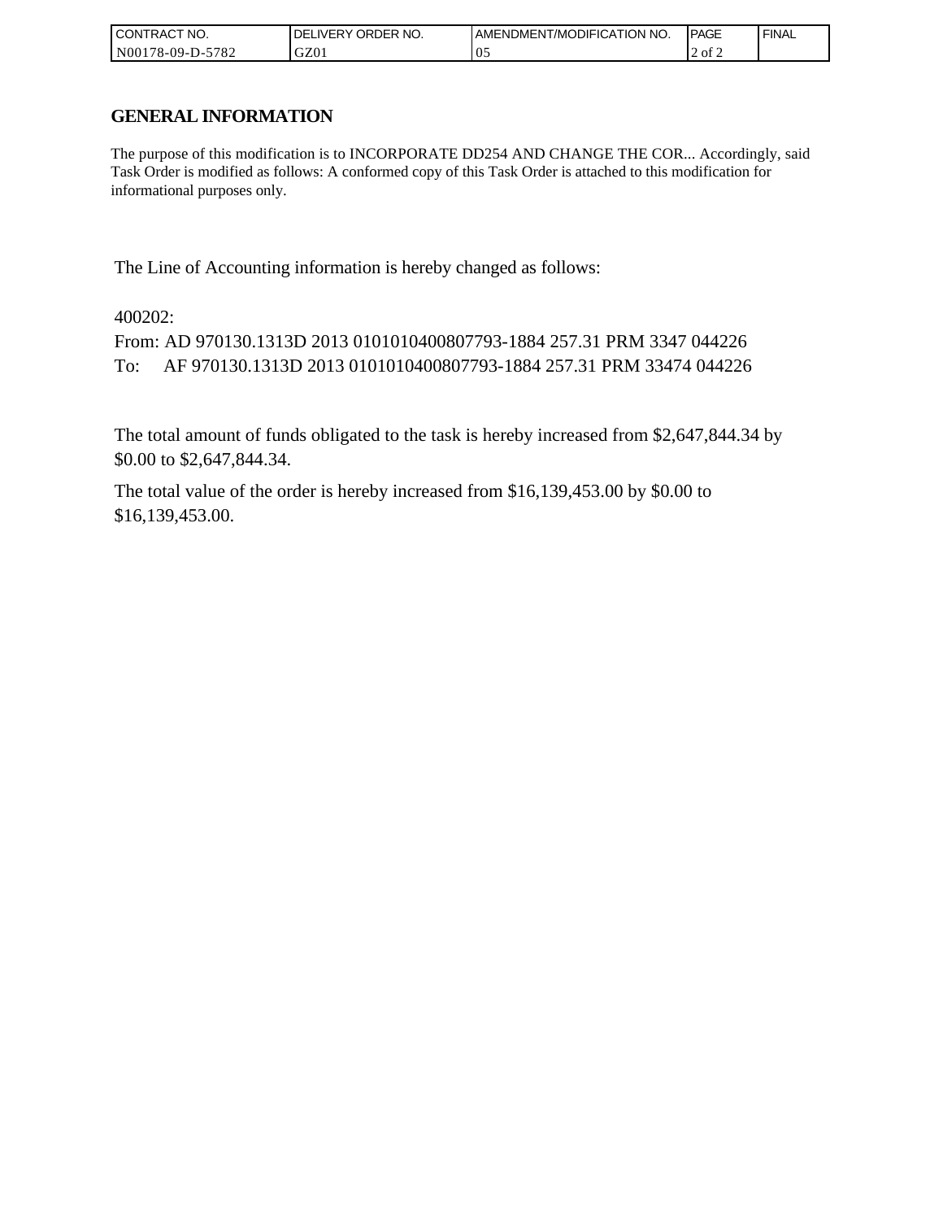| CONTRACT NO. | DELIVERY ORDER NO. | AMENDMENT/MODIFICATION NO. | PAGE | FINAL |
|---|---|---|---|---|
| N00178-09-D-5782 | GZ01 | 05 | 2 of 2 | |

## GENERAL INFORMATION

The purpose of this modification is to INCORPORATE DD254 AND CHANGE THE COR... Accordingly, said Task Order is modified as follows: A conformed copy of this Task Order is attached to this modification for informational purposes only.

The Line of Accounting information is hereby changed as follows:

400202:
From: AD 970130.1313D 2013 0101010400807793-1884 257.31 PRM 3347 044226
To: AF 970130.1313D 2013 0101010400807793-1884 257.31 PRM 33474 044226

The total amount of funds obligated to the task is hereby increased from $2,647,844.34 by $0.00 to $2,647,844.34.

The total value of the order is hereby increased from $16,139,453.00 by $0.00 to $16,139,453.00.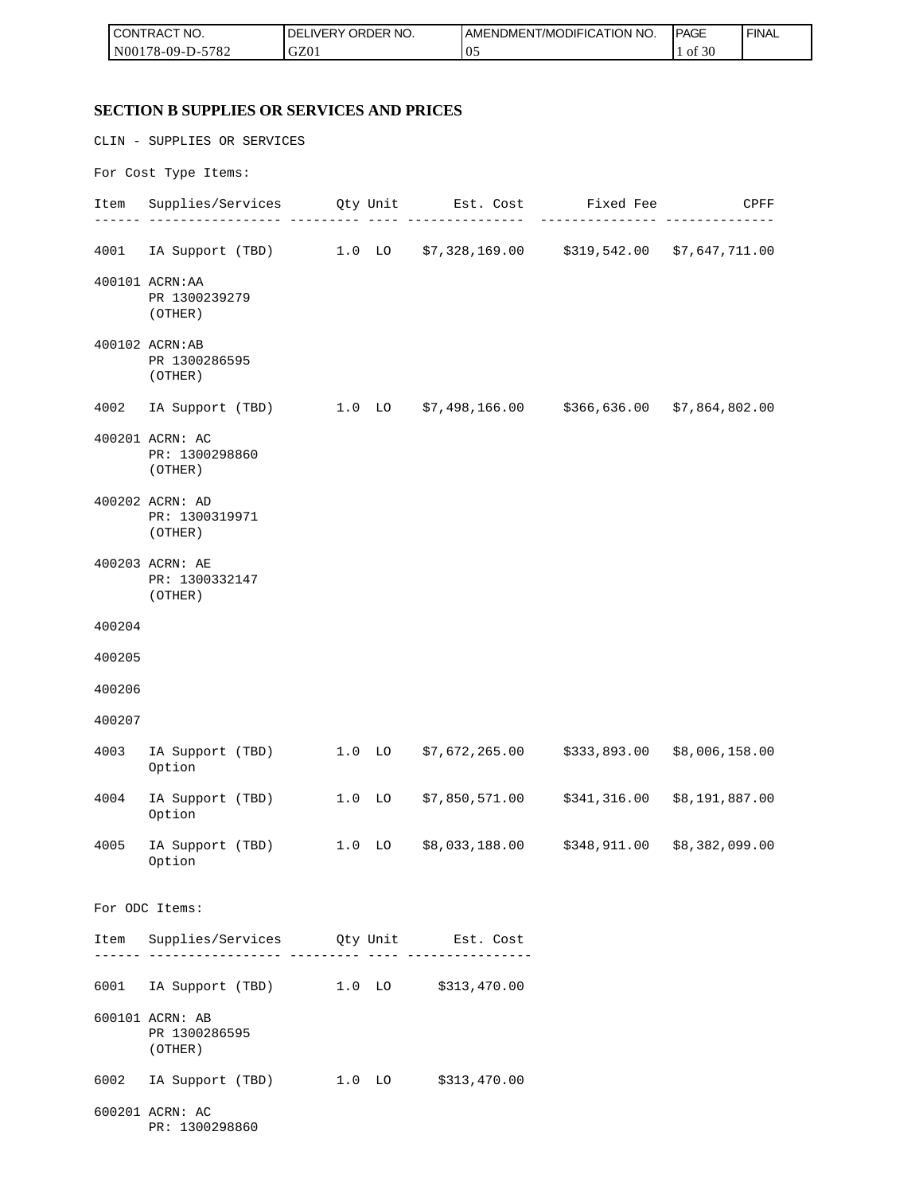| CONTRACT NO. | DELIVERY ORDER NO. | AMENDMENT/MODIFICATION NO. | PAGE | FINAL |
|---|---|---|---|---|
| N00178-09-D-5782 | GZ01 | 05 | 1 of 30 | |

## SECTION B SUPPLIES OR SERVICES AND PRICES

CLIN - SUPPLIES OR SERVICES

For Cost Type Items:

| Item | Supplies/Services | Qty | Unit | Est. Cost | Fixed Fee | CPFF |
|---|---|---|---|---|---|---|
| 4001 | IA Support (TBD) | 1.0 | LO | $7,328,169.00 | $319,542.00 | $7,647,711.00 |
| 400101 | ACRN:AA<br>PR 1300239279<br>(OTHER) | | | | | |
| 400102 | ACRN:AB<br>PR 1300286595<br>(OTHER) | | | | | |
| 4002 | IA Support (TBD) | 1.0 | LO | $7,498,166.00 | $366,636.00 | $7,864,802.00 |
| 400201 | ACRN: AC<br>PR: 1300298860<br>(OTHER) | | | | | |
| 400202 | ACRN: AD<br>PR: 1300319971<br>(OTHER) | | | | | |
| 400203 | ACRN: AE<br>PR: 1300332147<br>(OTHER) | | | | | |
| 400204 | | | | | | |
| 400205 | | | | | | |
| 400206 | | | | | | |
| 400207 | | | | | | |
| 4003 | IA Support (TBD)<br>Option | 1.0 | LO | $7,672,265.00 | $333,893.00 | $8,006,158.00 |
| 4004 | IA Support (TBD)<br>Option | 1.0 | LO | $7,850,571.00 | $341,316.00 | $8,191,887.00 |
| 4005 | IA Support (TBD)<br>Option | 1.0 | LO | $8,033,188.00 | $348,911.00 | $8,382,099.00 |

For ODC Items:

| Item | Supplies/Services | Qty | Unit | Est. Cost |
|---|---|---|---|---|
| 6001 | IA Support (TBD) | 1.0 | LO | $313,470.00 |
| 600101 | ACRN: AB<br>PR 1300286595<br>(OTHER) | | | |
| 6002 | IA Support (TBD) | 1.0 | LO | $313,470.00 |
| 600201 | ACRN: AC<br>PR: 1300298860 | | | |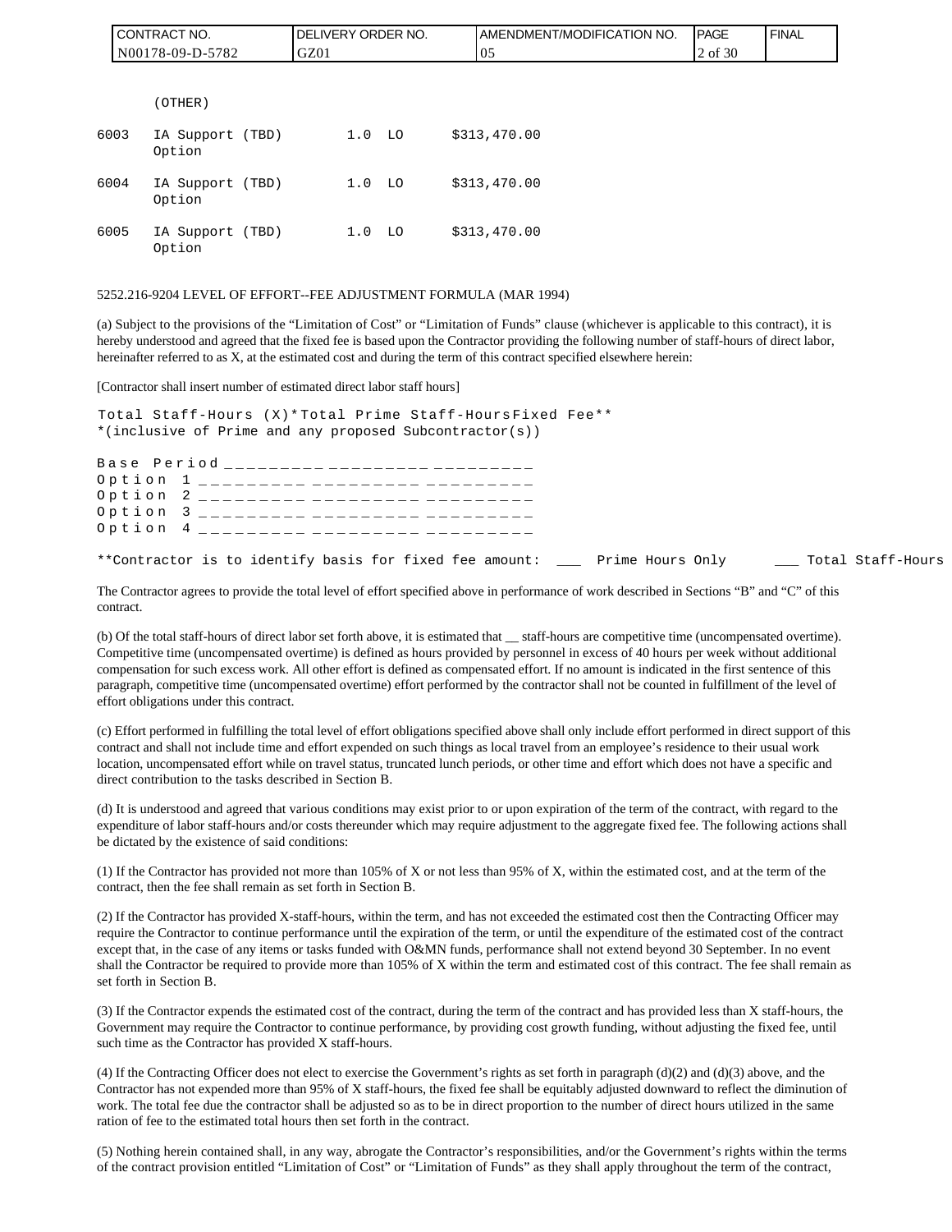| CONTRACT NO. | DELIVERY ORDER NO. | AMENDMENT/MODIFICATION NO. | PAGE | FINAL |
|---|---|---|---|---|
| N00178-09-D-5782 | GZ01 | 05 | 2 of 30 | |

```
     (OTHER)

6003  IA Support (TBD)      1.0  LO      $313,470.00
      Option

6004  IA Support (TBD)      1.0  LO      $313,470.00
      Option

6005  IA Support (TBD)      1.0  LO      $313,470.00
      Option
```

5252.216-9204 LEVEL OF EFFORT--FEE ADJUSTMENT FORMULA (MAR 1994)

(a) Subject to the provisions of the "Limitation of Cost" or "Limitation of Funds" clause (whichever is applicable to this contract), it is hereby understood and agreed that the fixed fee is based upon the Contractor providing the following number of staff-hours of direct labor, hereinafter referred to as X, at the estimated cost and during the term of this contract specified elsewhere herein:

[Contractor shall insert number of estimated direct labor staff hours]

```
Total Staff-Hours (X)*Total Prime Staff-HoursFixed Fee**
*(inclusive of Prime and any proposed Subcontractor(s))

Base Period _________ _________ _________
Option 1 _________ _________ _________
Option 2 _________ _________ _________
Option 3 _________ _________ _________
Option 4 _________ _________ _________

**Contractor is to identify basis for fixed fee amount:  ___  Prime Hours Only     ___ Total Staff-Hours
```

The Contractor agrees to provide the total level of effort specified above in performance of work described in Sections "B" and "C" of this contract.

(b) Of the total staff-hours of direct labor set forth above, it is estimated that __ staff-hours are competitive time (uncompensated overtime). Competitive time (uncompensated overtime) is defined as hours provided by personnel in excess of 40 hours per week without additional compensation for such excess work. All other effort is defined as compensated effort. If no amount is indicated in the first sentence of this paragraph, competitive time (uncompensated overtime) effort performed by the contractor shall not be counted in fulfillment of the level of effort obligations under this contract.

(c) Effort performed in fulfilling the total level of effort obligations specified above shall only include effort performed in direct support of this contract and shall not include time and effort expended on such things as local travel from an employee's residence to their usual work location, uncompensated effort while on travel status, truncated lunch periods, or other time and effort which does not have a specific and direct contribution to the tasks described in Section B.

(d) It is understood and agreed that various conditions may exist prior to or upon expiration of the term of the contract, with regard to the expenditure of labor staff-hours and/or costs thereunder which may require adjustment to the aggregate fixed fee. The following actions shall be dictated by the existence of said conditions:

(1) If the Contractor has provided not more than 105% of X or not less than 95% of X, within the estimated cost, and at the term of the contract, then the fee shall remain as set forth in Section B.

(2) If the Contractor has provided X-staff-hours, within the term, and has not exceeded the estimated cost then the Contracting Officer may require the Contractor to continue performance until the expiration of the term, or until the expenditure of the estimated cost of the contract except that, in the case of any items or tasks funded with O&MN funds, performance shall not extend beyond 30 September. In no event shall the Contractor be required to provide more than 105% of X within the term and estimated cost of this contract. The fee shall remain as set forth in Section B.

(3) If the Contractor expends the estimated cost of the contract, during the term of the contract and has provided less than X staff-hours, the Government may require the Contractor to continue performance, by providing cost growth funding, without adjusting the fixed fee, until such time as the Contractor has provided X staff-hours.

(4) If the Contracting Officer does not elect to exercise the Government's rights as set forth in paragraph (d)(2) and (d)(3) above, and the Contractor has not expended more than 95% of X staff-hours, the fixed fee shall be equitably adjusted downward to reflect the diminution of work. The total fee due the contractor shall be adjusted so as to be in direct proportion to the number of direct hours utilized in the same ration of fee to the estimated total hours then set forth in the contract.

(5) Nothing herein contained shall, in any way, abrogate the Contractor's responsibilities, and/or the Government's rights within the terms of the contract provision entitled "Limitation of Cost" or "Limitation of Funds" as they shall apply throughout the term of the contract,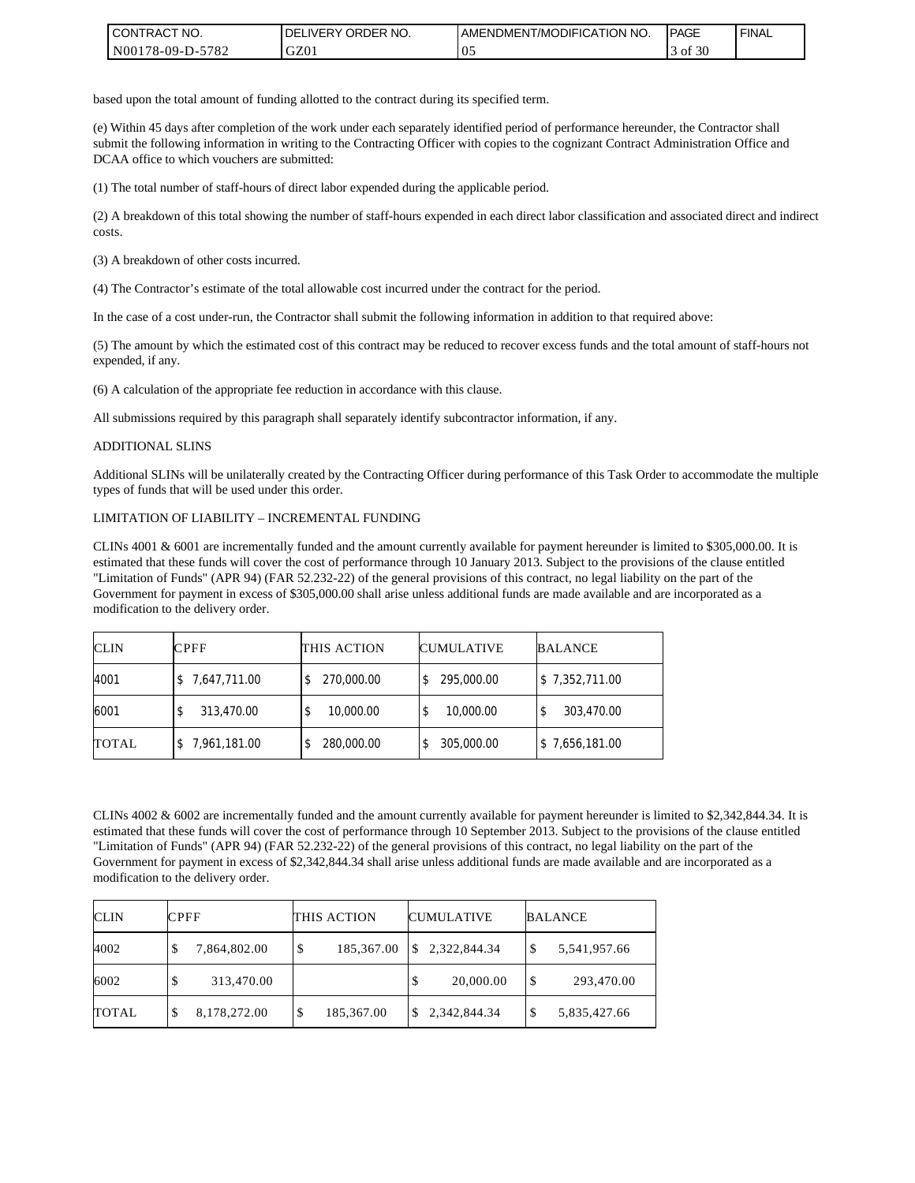based upon the total amount of funding allotted to the contract during its specified term.

(e) Within 45 days after completion of the work under each separately identified period of performance hereunder, the Contractor shall submit the following information in writing to the Contracting Officer with copies to the cognizant Contract Administration Office and DCAA office to which vouchers are submitted:

(1) The total number of staff-hours of direct labor expended during the applicable period.

(2) A breakdown of this total showing the number of staff-hours expended in each direct labor classification and associated direct and indirect costs.

(3) A breakdown of other costs incurred.

(4) The Contractor's estimate of the total allowable cost incurred under the contract for the period.

In the case of a cost under-run, the Contractor shall submit the following information in addition to that required above:

(5) The amount by which the estimated cost of this contract may be reduced to recover excess funds and the total amount of staff-hours not expended, if any.

(6) A calculation of the appropriate fee reduction in accordance with this clause.

All submissions required by this paragraph shall separately identify subcontractor information, if any.

ADDITIONAL SLINS

Additional SLINs will be unilaterally created by the Contracting Officer during performance of this Task Order to accommodate the multiple types of funds that will be used under this order.

LIMITATION OF LIABILITY – INCREMENTAL FUNDING

CLINs 4001 & 6001 are incrementally funded and the amount currently available for payment hereunder is limited to $305,000.00. It is estimated that these funds will cover the cost of performance through 10 January 2013. Subject to the provisions of the clause entitled "Limitation of Funds" (APR 94) (FAR 52.232-22) of the general provisions of this contract, no legal liability on the part of the Government for payment in excess of $305,000.00 shall arise unless additional funds are made available and are incorporated as a modification to the delivery order.

| CLIN | CPFF | THIS ACTION | CUMULATIVE | BALANCE |
|---|---|---|---|---|
| 4001 | $ 7,647,711.00 | $ 270,000.00 | $ 295,000.00 | $ 7,352,711.00 |
| 6001 | $ 313,470.00 | $ 10,000.00 | $ 10,000.00 | $ 303,470.00 |
| TOTAL | $ 7,961,181.00 | $ 280,000.00 | $ 305,000.00 | $ 7,656,181.00 |

CLINs 4002 & 6002 are incrementally funded and the amount currently available for payment hereunder is limited to $2,342,844.34. It is estimated that these funds will cover the cost of performance through 10 September 2013. Subject to the provisions of the clause entitled "Limitation of Funds" (APR 94) (FAR 52.232-22) of the general provisions of this contract, no legal liability on the part of the Government for payment in excess of $2,342,844.34 shall arise unless additional funds are made available and are incorporated as a modification to the delivery order.

| CLIN | CPFF | THIS ACTION | CUMULATIVE | BALANCE |
|---|---|---|---|---|
| 4002 | $ 7,864,802.00 | $ 185,367.00 | $ 2,322,844.34 | $ 5,541,957.66 |
| 6002 | $ 313,470.00 | | $ 20,000.00 | $ 293,470.00 |
| TOTAL | $ 8,178,272.00 | $ 185,367.00 | $ 2,342,844.34 | $ 5,835,427.66 |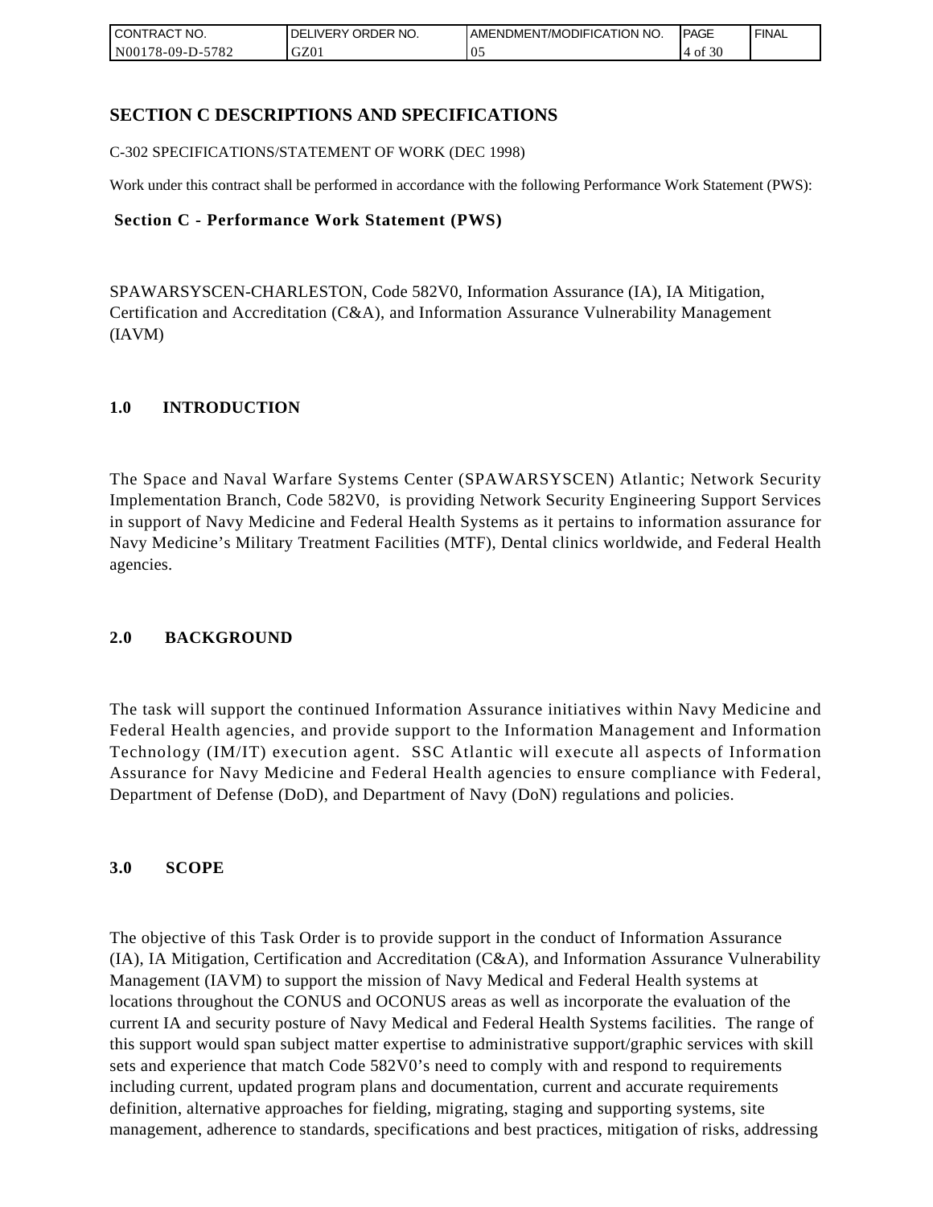# SECTION C DESCRIPTIONS AND SPECIFICATIONS

C-302 SPECIFICATIONS/STATEMENT OF WORK (DEC 1998)

Work under this contract shall be performed in accordance with the following Performance Work Statement (PWS):

**Section C - Performance Work Statement (PWS)**

SPAWARSYSCEN-CHARLESTON, Code 582V0, Information Assurance (IA), IA Mitigation, Certification and Accreditation (C&A), and Information Assurance Vulnerability Management (IAVM)

## 1.0 INTRODUCTION

The Space and Naval Warfare Systems Center (SPAWARSYSCEN) Atlantic; Network Security Implementation Branch, Code 582V0, is providing Network Security Engineering Support Services in support of Navy Medicine and Federal Health Systems as it pertains to information assurance for Navy Medicine's Military Treatment Facilities (MTF), Dental clinics worldwide, and Federal Health agencies.

## 2.0 BACKGROUND

The task will support the continued Information Assurance initiatives within Navy Medicine and Federal Health agencies, and provide support to the Information Management and Information Technology (IM/IT) execution agent. SSC Atlantic will execute all aspects of Information Assurance for Navy Medicine and Federal Health agencies to ensure compliance with Federal, Department of Defense (DoD), and Department of Navy (DoN) regulations and policies.

## 3.0 SCOPE

The objective of this Task Order is to provide support in the conduct of Information Assurance (IA), IA Mitigation, Certification and Accreditation (C&A), and Information Assurance Vulnerability Management (IAVM) to support the mission of Navy Medical and Federal Health systems at locations throughout the CONUS and OCONUS areas as well as incorporate the evaluation of the current IA and security posture of Navy Medical and Federal Health Systems facilities. The range of this support would span subject matter expertise to administrative support/graphic services with skill sets and experience that match Code 582V0's need to comply with and respond to requirements including current, updated program plans and documentation, current and accurate requirements definition, alternative approaches for fielding, migrating, staging and supporting systems, site management, adherence to standards, specifications and best practices, mitigation of risks, addressing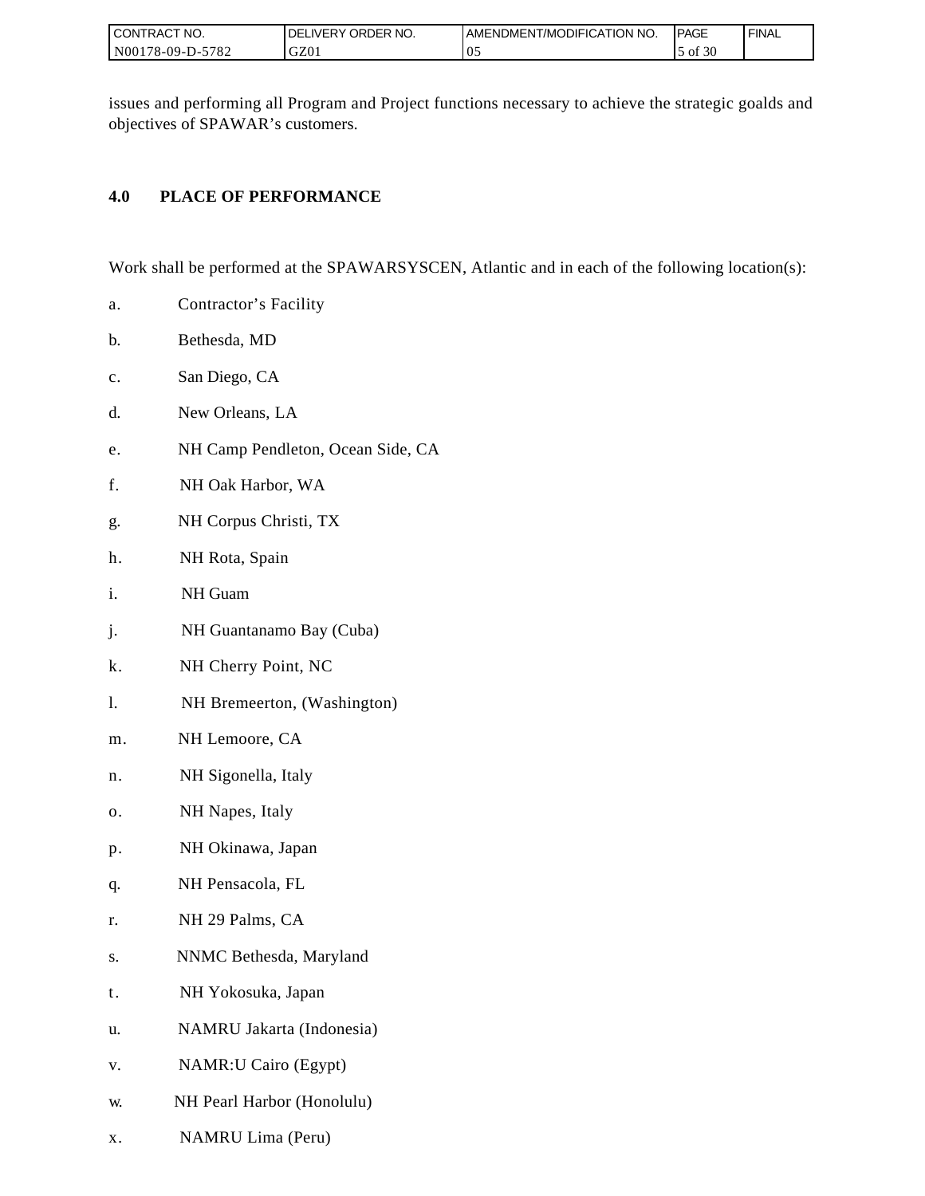issues and performing all Program and Project functions necessary to achieve the strategic goalds and objectives of SPAWAR's customers.

## 4.0 PLACE OF PERFORMANCE

Work shall be performed at the SPAWARSYSCEN, Atlantic and in each of the following location(s):

a. Contractor's Facility

b. Bethesda, MD

c. San Diego, CA

d. New Orleans, LA

e. NH Camp Pendleton, Ocean Side, CA

f. NH Oak Harbor, WA

g. NH Corpus Christi, TX

h. NH Rota, Spain

i. NH Guam

j. NH Guantanamo Bay (Cuba)

k. NH Cherry Point, NC

l. NH Bremeerton, (Washington)

m. NH Lemoore, CA

n. NH Sigonella, Italy

o. NH Napes, Italy

p. NH Okinawa, Japan

q. NH Pensacola, FL

r. NH 29 Palms, CA

s. NNMC Bethesda, Maryland

t. NH Yokosuka, Japan

u. NAMRU Jakarta (Indonesia)

v. NAMR:U Cairo (Egypt)

w. NH Pearl Harbor (Honolulu)

x. NAMRU Lima (Peru)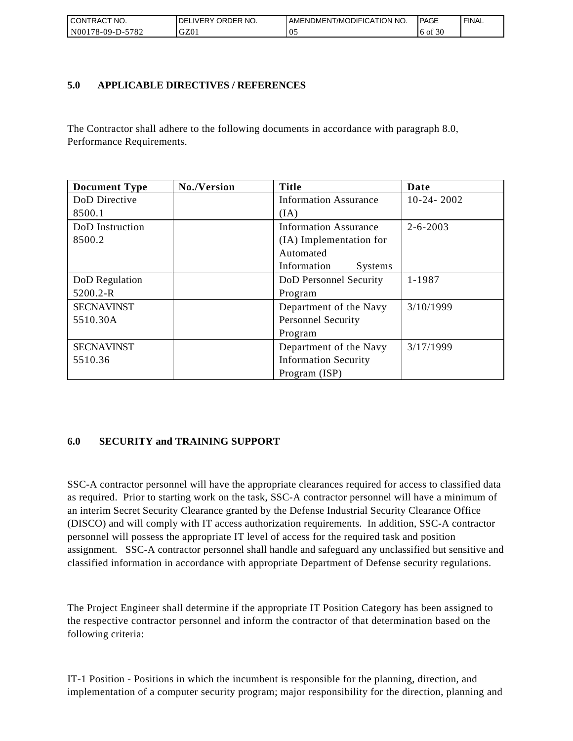## 5.0 APPLICABLE DIRECTIVES / REFERENCES

The Contractor shall adhere to the following documents in accordance with paragraph 8.0, Performance Requirements.

| Document Type | No./Version | Title | Date |
|---|---|---|---|
| DoD Directive 8500.1 | | Information Assurance (IA) | 10-24- 2002 |
| DoD Instruction 8500.2 | | Information Assurance (IA) Implementation for Automated Information Systems | 2-6-2003 |
| DoD Regulation 5200.2-R | | DoD Personnel Security Program | 1-1987 |
| SECNAVINST 5510.30A | | Department of the Navy Personnel Security Program | 3/10/1999 |
| SECNAVINST 5510.36 | | Department of the Navy Information Security Program (ISP) | 3/17/1999 |

## 6.0 SECURITY and TRAINING SUPPORT

SSC-A contractor personnel will have the appropriate clearances required for access to classified data as required. Prior to starting work on the task, SSC-A contractor personnel will have a minimum of an interim Secret Security Clearance granted by the Defense Industrial Security Clearance Office (DISCO) and will comply with IT access authorization requirements. In addition, SSC-A contractor personnel will possess the appropriate IT level of access for the required task and position assignment. SSC-A contractor personnel shall handle and safeguard any unclassified but sensitive and classified information in accordance with appropriate Department of Defense security regulations.

The Project Engineer shall determine if the appropriate IT Position Category has been assigned to the respective contractor personnel and inform the contractor of that determination based on the following criteria:

IT-1 Position - Positions in which the incumbent is responsible for the planning, direction, and implementation of a computer security program; major responsibility for the direction, planning and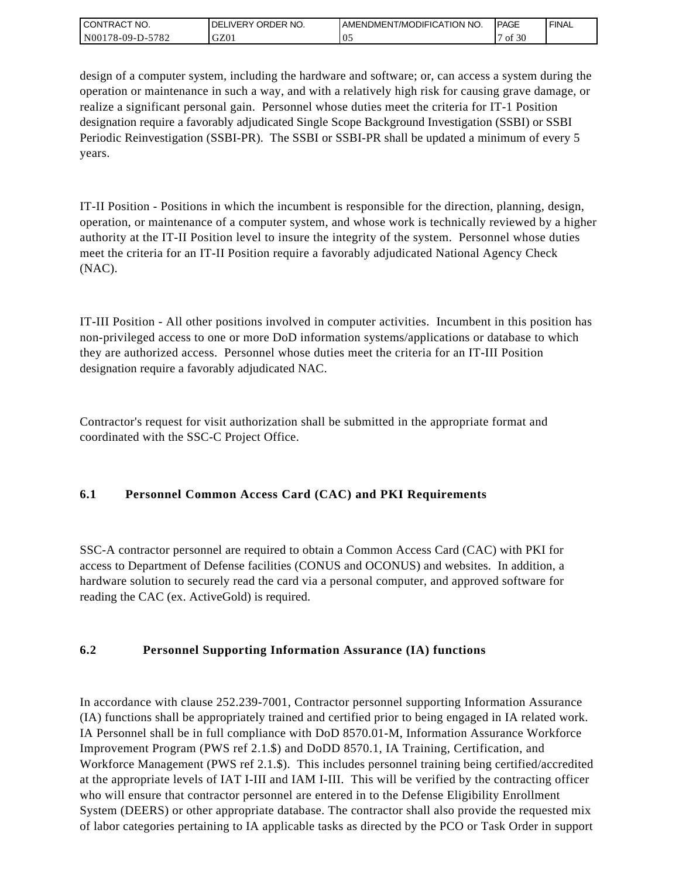design of a computer system, including the hardware and software; or, can access a system during the operation or maintenance in such a way, and with a relatively high risk for causing grave damage, or realize a significant personal gain. Personnel whose duties meet the criteria for IT-1 Position designation require a favorably adjudicated Single Scope Background Investigation (SSBI) or SSBI Periodic Reinvestigation (SSBI-PR). The SSBI or SSBI-PR shall be updated a minimum of every 5 years.

IT-II Position - Positions in which the incumbent is responsible for the direction, planning, design, operation, or maintenance of a computer system, and whose work is technically reviewed by a higher authority at the IT-II Position level to insure the integrity of the system. Personnel whose duties meet the criteria for an IT-II Position require a favorably adjudicated National Agency Check (NAC).

IT-III Position - All other positions involved in computer activities. Incumbent in this position has non-privileged access to one or more DoD information systems/applications or database to which they are authorized access. Personnel whose duties meet the criteria for an IT-III Position designation require a favorably adjudicated NAC.

Contractor's request for visit authorization shall be submitted in the appropriate format and coordinated with the SSC-C Project Office.

### 6.1 Personnel Common Access Card (CAC) and PKI Requirements

SSC-A contractor personnel are required to obtain a Common Access Card (CAC) with PKI for access to Department of Defense facilities (CONUS and OCONUS) and websites. In addition, a hardware solution to securely read the card via a personal computer, and approved software for reading the CAC (ex. ActiveGold) is required.

### 6.2 Personnel Supporting Information Assurance (IA) functions

In accordance with clause 252.239-7001, Contractor personnel supporting Information Assurance (IA) functions shall be appropriately trained and certified prior to being engaged in IA related work. IA Personnel shall be in full compliance with DoD 8570.01-M, Information Assurance Workforce Improvement Program (PWS ref 2.1.$) and DoDD 8570.1, IA Training, Certification, and Workforce Management (PWS ref 2.1.$). This includes personnel training being certified/accredited at the appropriate levels of IAT I-III and IAM I-III. This will be verified by the contracting officer who will ensure that contractor personnel are entered in to the Defense Eligibility Enrollment System (DEERS) or other appropriate database. The contractor shall also provide the requested mix of labor categories pertaining to IA applicable tasks as directed by the PCO or Task Order in support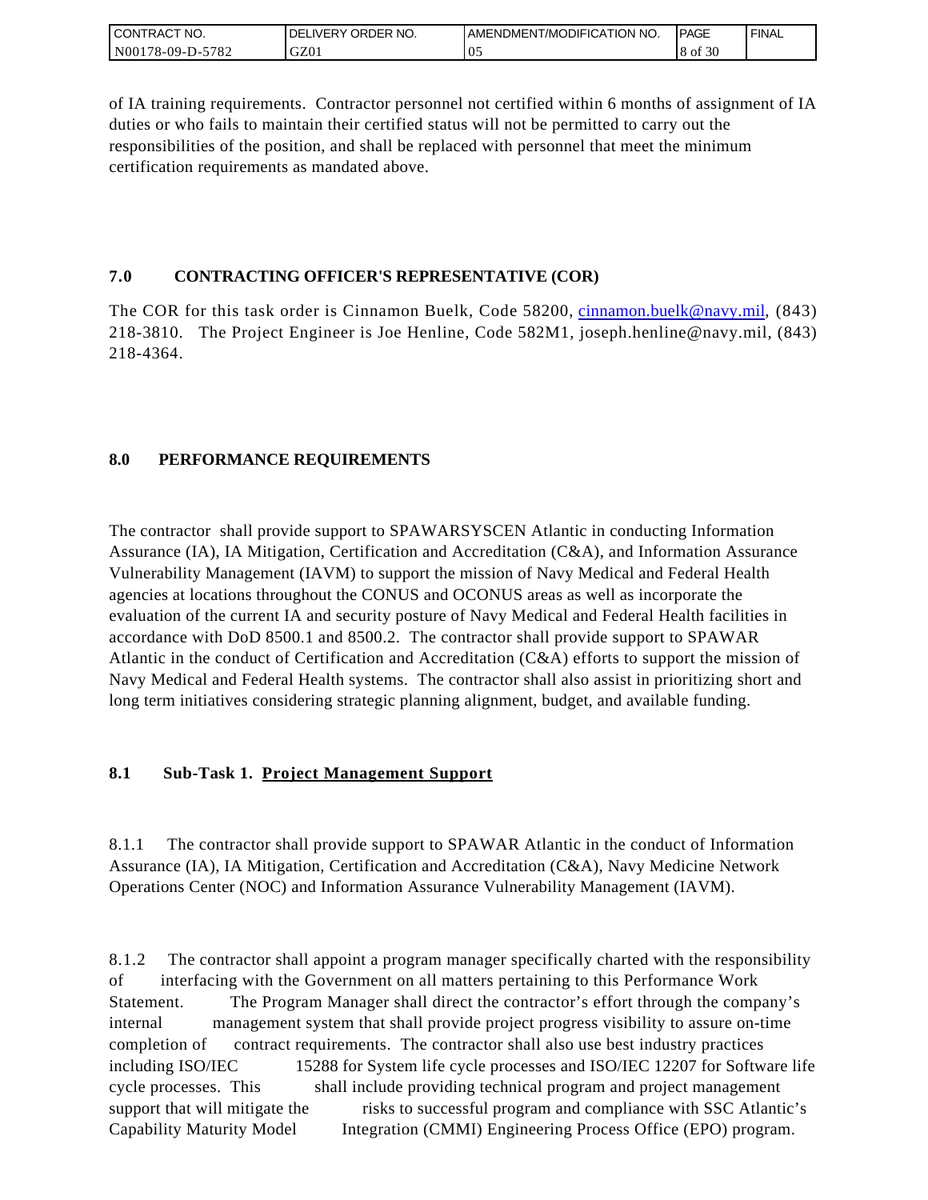of IA training requirements. Contractor personnel not certified within 6 months of assignment of IA duties or who fails to maintain their certified status will not be permitted to carry out the responsibilities of the position, and shall be replaced with personnel that meet the minimum certification requirements as mandated above.

## 7.0 CONTRACTING OFFICER'S REPRESENTATIVE (COR)

The COR for this task order is Cinnamon Buelk, Code 58200, cinnamon.buelk@navy.mil, (843) 218-3810. The Project Engineer is Joe Henline, Code 582M1, joseph.henline@navy.mil, (843) 218-4364.

## 8.0 PERFORMANCE REQUIREMENTS

The contractor shall provide support to SPAWARSYSCEN Atlantic in conducting Information Assurance (IA), IA Mitigation, Certification and Accreditation (C&A), and Information Assurance Vulnerability Management (IAVM) to support the mission of Navy Medical and Federal Health agencies at locations throughout the CONUS and OCONUS areas as well as incorporate the evaluation of the current IA and security posture of Navy Medical and Federal Health facilities in accordance with DoD 8500.1 and 8500.2. The contractor shall provide support to SPAWAR Atlantic in the conduct of Certification and Accreditation (C&A) efforts to support the mission of Navy Medical and Federal Health systems. The contractor shall also assist in prioritizing short and long term initiatives considering strategic planning alignment, budget, and available funding.

### 8.1 Sub-Task 1. Project Management Support

8.1.1 The contractor shall provide support to SPAWAR Atlantic in the conduct of Information Assurance (IA), IA Mitigation, Certification and Accreditation (C&A), Navy Medicine Network Operations Center (NOC) and Information Assurance Vulnerability Management (IAVM).

8.1.2 The contractor shall appoint a program manager specifically charted with the responsibility of interfacing with the Government on all matters pertaining to this Performance Work Statement. The Program Manager shall direct the contractor's effort through the company's internal management system that shall provide project progress visibility to assure on-time completion of contract requirements. The contractor shall also use best industry practices including ISO/IEC 15288 for System life cycle processes and ISO/IEC 12207 for Software life cycle processes. This shall include providing technical program and project management support that will mitigate the risks to successful program and compliance with SSC Atlantic's Capability Maturity Model Integration (CMMI) Engineering Process Office (EPO) program.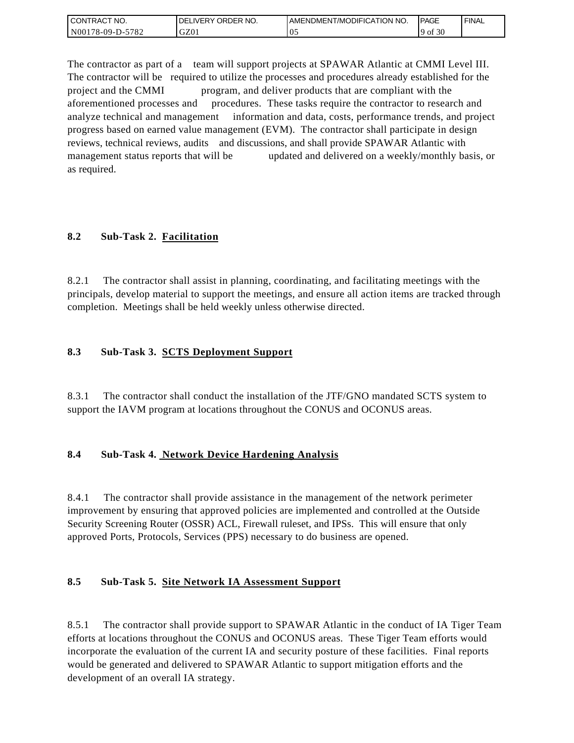The contractor as part of a team will support projects at SPAWAR Atlantic at CMMI Level III. The contractor will be required to utilize the processes and procedures already established for the project and the CMMI program, and deliver products that are compliant with the aforementioned processes and procedures. These tasks require the contractor to research and analyze technical and management information and data, costs, performance trends, and project progress based on earned value management (EVM). The contractor shall participate in design reviews, technical reviews, audits and discussions, and shall provide SPAWAR Atlantic with management status reports that will be updated and delivered on a weekly/monthly basis, or as required.

### 8.2 Sub-Task 2. <u>Facilitation</u>

8.2.1 The contractor shall assist in planning, coordinating, and facilitating meetings with the principals, develop material to support the meetings, and ensure all action items are tracked through completion. Meetings shall be held weekly unless otherwise directed.

### 8.3 Sub-Task 3. <u>SCTS Deployment Support</u>

8.3.1 The contractor shall conduct the installation of the JTF/GNO mandated SCTS system to support the IAVM program at locations throughout the CONUS and OCONUS areas.

### 8.4 Sub-Task 4. <u>Network Device Hardening Analysis</u>

8.4.1 The contractor shall provide assistance in the management of the network perimeter improvement by ensuring that approved policies are implemented and controlled at the Outside Security Screening Router (OSSR) ACL, Firewall ruleset, and IPSs. This will ensure that only approved Ports, Protocols, Services (PPS) necessary to do business are opened.

### 8.5 Sub-Task 5. <u>Site Network IA Assessment Support</u>

8.5.1 The contractor shall provide support to SPAWAR Atlantic in the conduct of IA Tiger Team efforts at locations throughout the CONUS and OCONUS areas. These Tiger Team efforts would incorporate the evaluation of the current IA and security posture of these facilities. Final reports would be generated and delivered to SPAWAR Atlantic to support mitigation efforts and the development of an overall IA strategy.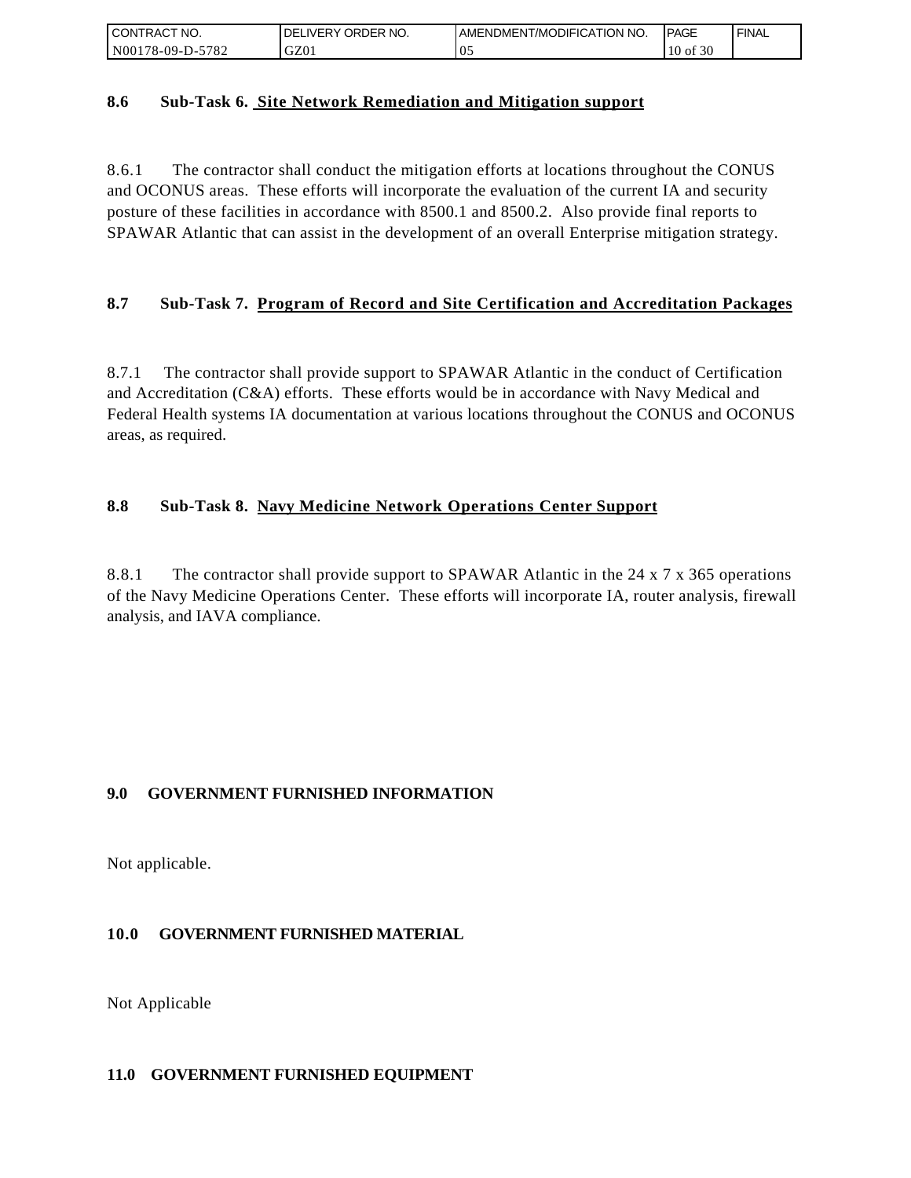**8.6 Sub-Task 6. Site Network Remediation and Mitigation support**

8.6.1 The contractor shall conduct the mitigation efforts at locations throughout the CONUS and OCONUS areas. These efforts will incorporate the evaluation of the current IA and security posture of these facilities in accordance with 8500.1 and 8500.2. Also provide final reports to SPAWAR Atlantic that can assist in the development of an overall Enterprise mitigation strategy.

**8.7 Sub-Task 7. Program of Record and Site Certification and Accreditation Packages**

8.7.1 The contractor shall provide support to SPAWAR Atlantic in the conduct of Certification and Accreditation (C&A) efforts. These efforts would be in accordance with Navy Medical and Federal Health systems IA documentation at various locations throughout the CONUS and OCONUS areas, as required.

**8.8 Sub-Task 8. Navy Medicine Network Operations Center Support**

8.8.1 The contractor shall provide support to SPAWAR Atlantic in the 24 x 7 x 365 operations of the Navy Medicine Operations Center. These efforts will incorporate IA, router analysis, firewall analysis, and IAVA compliance.

**9.0 GOVERNMENT FURNISHED INFORMATION**

Not applicable.

**10.0 GOVERNMENT FURNISHED MATERIAL**

Not Applicable

**11.0 GOVERNMENT FURNISHED EQUIPMENT**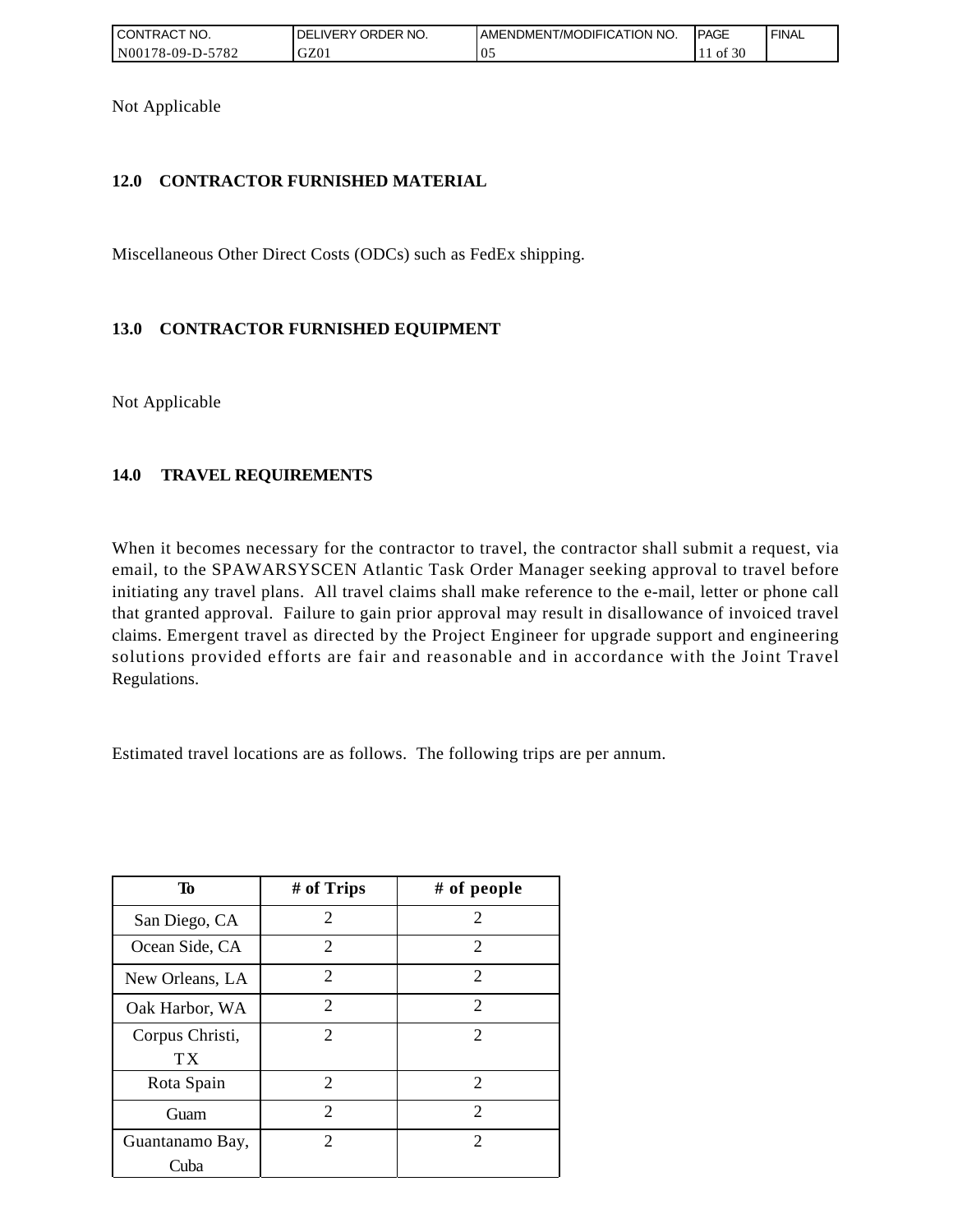Not Applicable

## 12.0 CONTRACTOR FURNISHED MATERIAL

Miscellaneous Other Direct Costs (ODCs) such as FedEx shipping.

## 13.0 CONTRACTOR FURNISHED EQUIPMENT

Not Applicable

## 14.0 TRAVEL REQUIREMENTS

When it becomes necessary for the contractor to travel, the contractor shall submit a request, via email, to the SPAWARSYSCEN Atlantic Task Order Manager seeking approval to travel before initiating any travel plans. All travel claims shall make reference to the e-mail, letter or phone call that granted approval. Failure to gain prior approval may result in disallowance of invoiced travel claims. Emergent travel as directed by the Project Engineer for upgrade support and engineering solutions provided efforts are fair and reasonable and in accordance with the Joint Travel Regulations.

Estimated travel locations are as follows. The following trips are per annum.

| To | # of Trips | # of people |
|---|---|---|
| San Diego, CA | 2 | 2 |
| Ocean Side, CA | 2 | 2 |
| New Orleans, LA | 2 | 2 |
| Oak Harbor, WA | 2 | 2 |
| Corpus Christi, TX | 2 | 2 |
| Rota Spain | 2 | 2 |
| Guam | 2 | 2 |
| Guantanamo Bay, Cuba | 2 | 2 |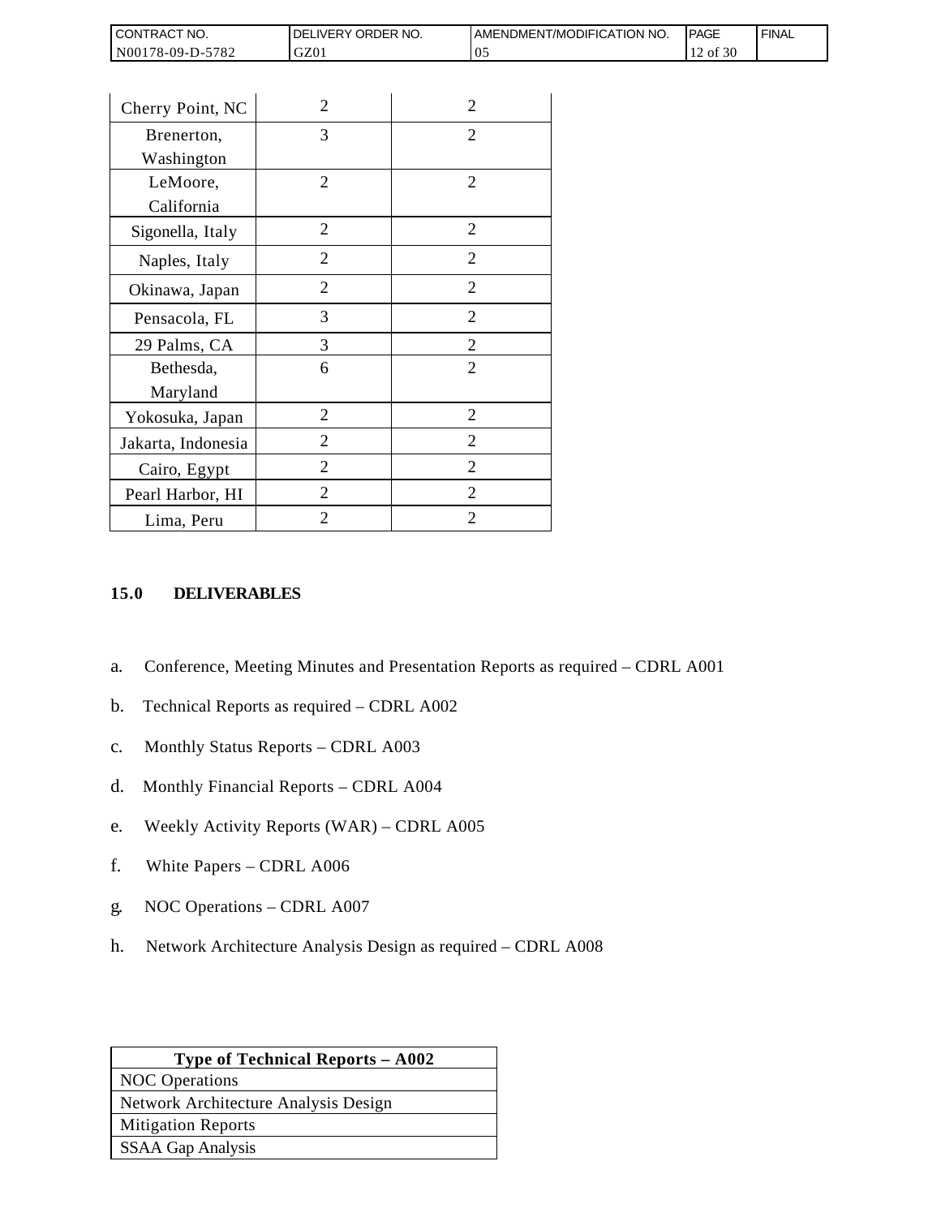| | | |
|---|---|---|
| Cherry Point, NC | 2 | 2 |
| Brenerton, Washington | 3 | 2 |
| LeMoore, California | 2 | 2 |
| Sigonella, Italy | 2 | 2 |
| Naples, Italy | 2 | 2 |
| Okinawa, Japan | 2 | 2 |
| Pensacola, FL | 3 | 2 |
| 29 Palms, CA | 3 | 2 |
| Bethesda, Maryland | 6 | 2 |
| Yokosuka, Japan | 2 | 2 |
| Jakarta, Indonesia | 2 | 2 |
| Cairo, Egypt | 2 | 2 |
| Pearl Harbor, HI | 2 | 2 |
| Lima, Peru | 2 | 2 |

## 15.0 DELIVERABLES

a. Conference, Meeting Minutes and Presentation Reports as required – CDRL A001

b. Technical Reports as required – CDRL A002

c. Monthly Status Reports – CDRL A003

d. Monthly Financial Reports – CDRL A004

e. Weekly Activity Reports (WAR) – CDRL A005

f. White Papers – CDRL A006

g. NOC Operations – CDRL A007

h. Network Architecture Analysis Design as required – CDRL A008

| Type of Technical Reports – A002 |
|---|
| NOC Operations |
| Network Architecture Analysis Design |
| Mitigation Reports |
| SSAA Gap Analysis |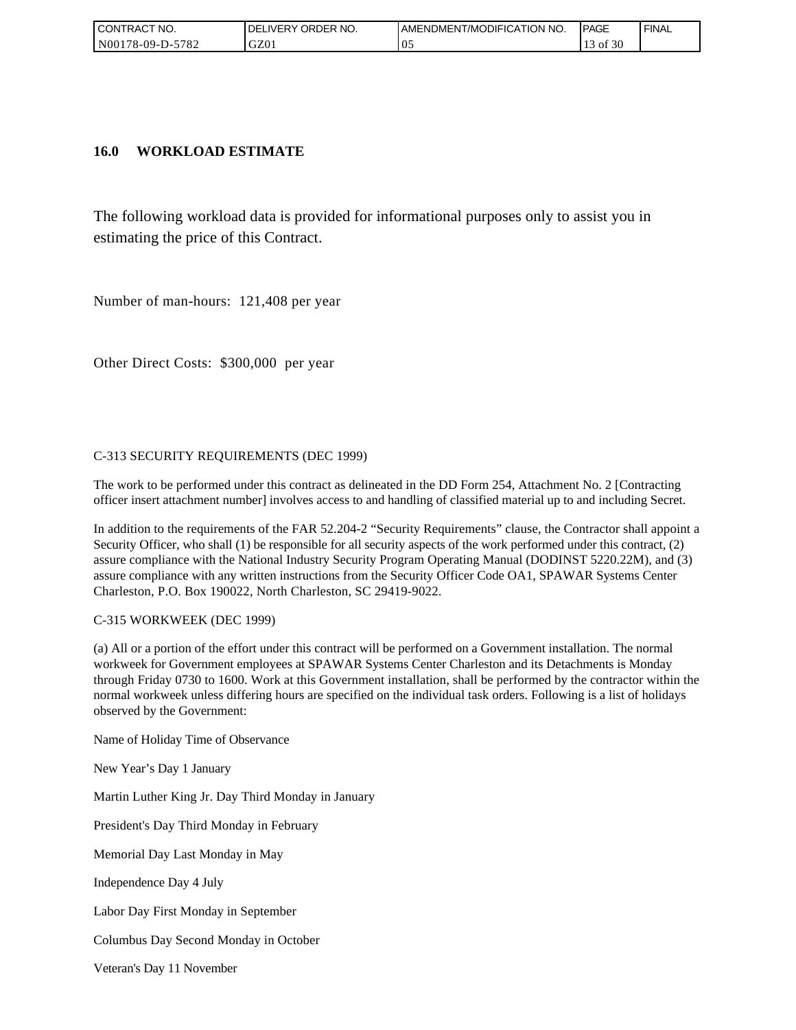## 16.0 WORKLOAD ESTIMATE

The following workload data is provided for informational purposes only to assist you in estimating the price of this Contract.

Number of man-hours: 121,408 per year

Other Direct Costs: $300,000 per year

C-313 SECURITY REQUIREMENTS (DEC 1999)

The work to be performed under this contract as delineated in the DD Form 254, Attachment No. 2 [Contracting officer insert attachment number] involves access to and handling of classified material up to and including Secret.

In addition to the requirements of the FAR 52.204-2 "Security Requirements" clause, the Contractor shall appoint a Security Officer, who shall (1) be responsible for all security aspects of the work performed under this contract, (2) assure compliance with the National Industry Security Program Operating Manual (DODINST 5220.22M), and (3) assure compliance with any written instructions from the Security Officer Code OA1, SPAWAR Systems Center Charleston, P.O. Box 190022, North Charleston, SC 29419-9022.

C-315 WORKWEEK (DEC 1999)

(a) All or a portion of the effort under this contract will be performed on a Government installation. The normal workweek for Government employees at SPAWAR Systems Center Charleston and its Detachments is Monday through Friday 0730 to 1600. Work at this Government installation, shall be performed by the contractor within the normal workweek unless differing hours are specified on the individual task orders. Following is a list of holidays observed by the Government:

Name of Holiday Time of Observance

New Year's Day 1 January

Martin Luther King Jr. Day Third Monday in January

President's Day Third Monday in February

Memorial Day Last Monday in May

Independence Day 4 July

Labor Day First Monday in September

Columbus Day Second Monday in October

Veteran's Day 11 November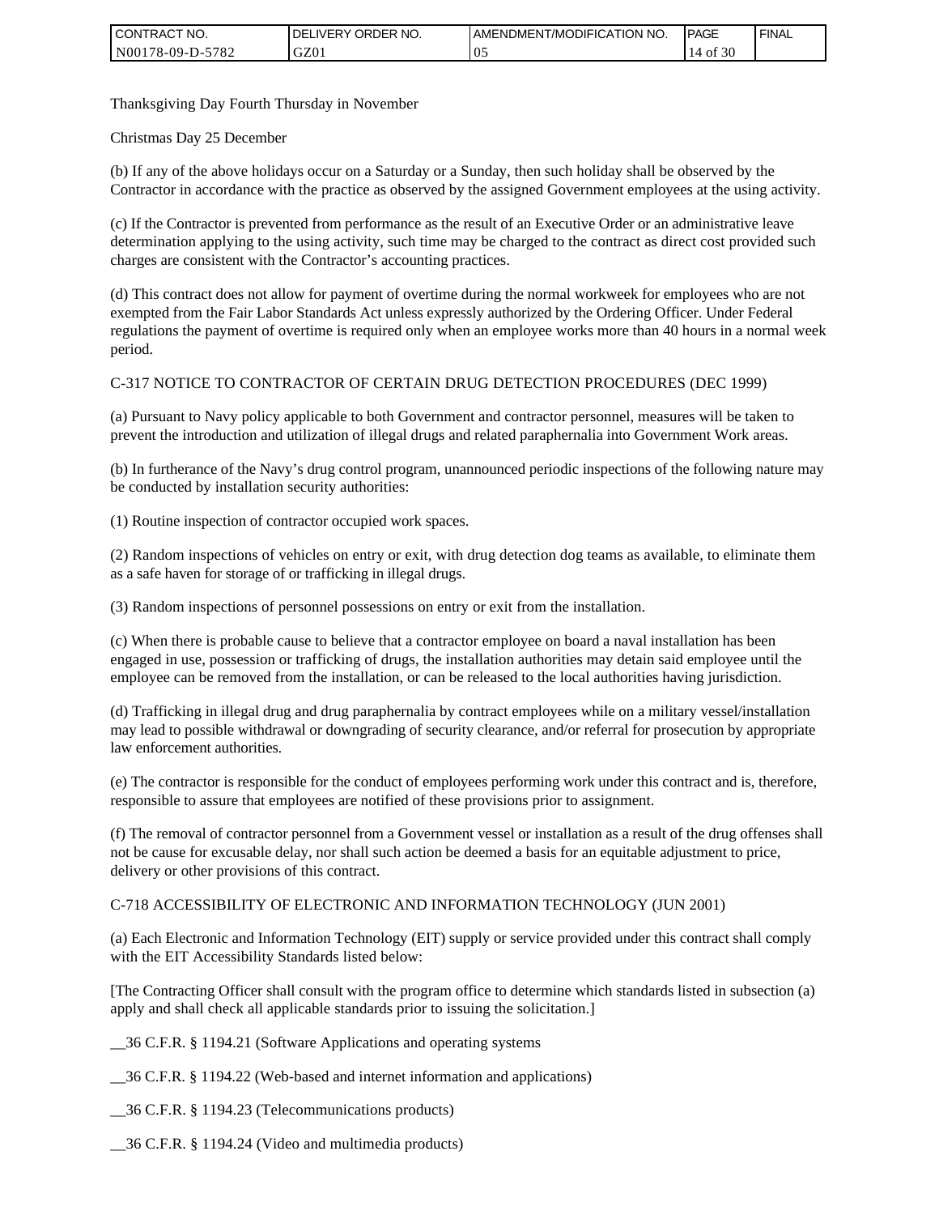Thanksgiving Day Fourth Thursday in November

Christmas Day 25 December

(b) If any of the above holidays occur on a Saturday or a Sunday, then such holiday shall be observed by the Contractor in accordance with the practice as observed by the assigned Government employees at the using activity.

(c) If the Contractor is prevented from performance as the result of an Executive Order or an administrative leave determination applying to the using activity, such time may be charged to the contract as direct cost provided such charges are consistent with the Contractor's accounting practices.

(d) This contract does not allow for payment of overtime during the normal workweek for employees who are not exempted from the Fair Labor Standards Act unless expressly authorized by the Ordering Officer. Under Federal regulations the payment of overtime is required only when an employee works more than 40 hours in a normal week period.

C-317 NOTICE TO CONTRACTOR OF CERTAIN DRUG DETECTION PROCEDURES (DEC 1999)

(a) Pursuant to Navy policy applicable to both Government and contractor personnel, measures will be taken to prevent the introduction and utilization of illegal drugs and related paraphernalia into Government Work areas.

(b) In furtherance of the Navy's drug control program, unannounced periodic inspections of the following nature may be conducted by installation security authorities:

(1) Routine inspection of contractor occupied work spaces.

(2) Random inspections of vehicles on entry or exit, with drug detection dog teams as available, to eliminate them as a safe haven for storage of or trafficking in illegal drugs.

(3) Random inspections of personnel possessions on entry or exit from the installation.

(c) When there is probable cause to believe that a contractor employee on board a naval installation has been engaged in use, possession or trafficking of drugs, the installation authorities may detain said employee until the employee can be removed from the installation, or can be released to the local authorities having jurisdiction.

(d) Trafficking in illegal drug and drug paraphernalia by contract employees while on a military vessel/installation may lead to possible withdrawal or downgrading of security clearance, and/or referral for prosecution by appropriate law enforcement authorities.

(e) The contractor is responsible for the conduct of employees performing work under this contract and is, therefore, responsible to assure that employees are notified of these provisions prior to assignment.

(f) The removal of contractor personnel from a Government vessel or installation as a result of the drug offenses shall not be cause for excusable delay, nor shall such action be deemed a basis for an equitable adjustment to price, delivery or other provisions of this contract.

C-718 ACCESSIBILITY OF ELECTRONIC AND INFORMATION TECHNOLOGY (JUN 2001)

(a) Each Electronic and Information Technology (EIT) supply or service provided under this contract shall comply with the EIT Accessibility Standards listed below:

[The Contracting Officer shall consult with the program office to determine which standards listed in subsection (a) apply and shall check all applicable standards prior to issuing the solicitation.]

__36 C.F.R. § 1194.21 (Software Applications and operating systems

__36 C.F.R. § 1194.22 (Web-based and internet information and applications)

__36 C.F.R. § 1194.23 (Telecommunications products)

__36 C.F.R. § 1194.24 (Video and multimedia products)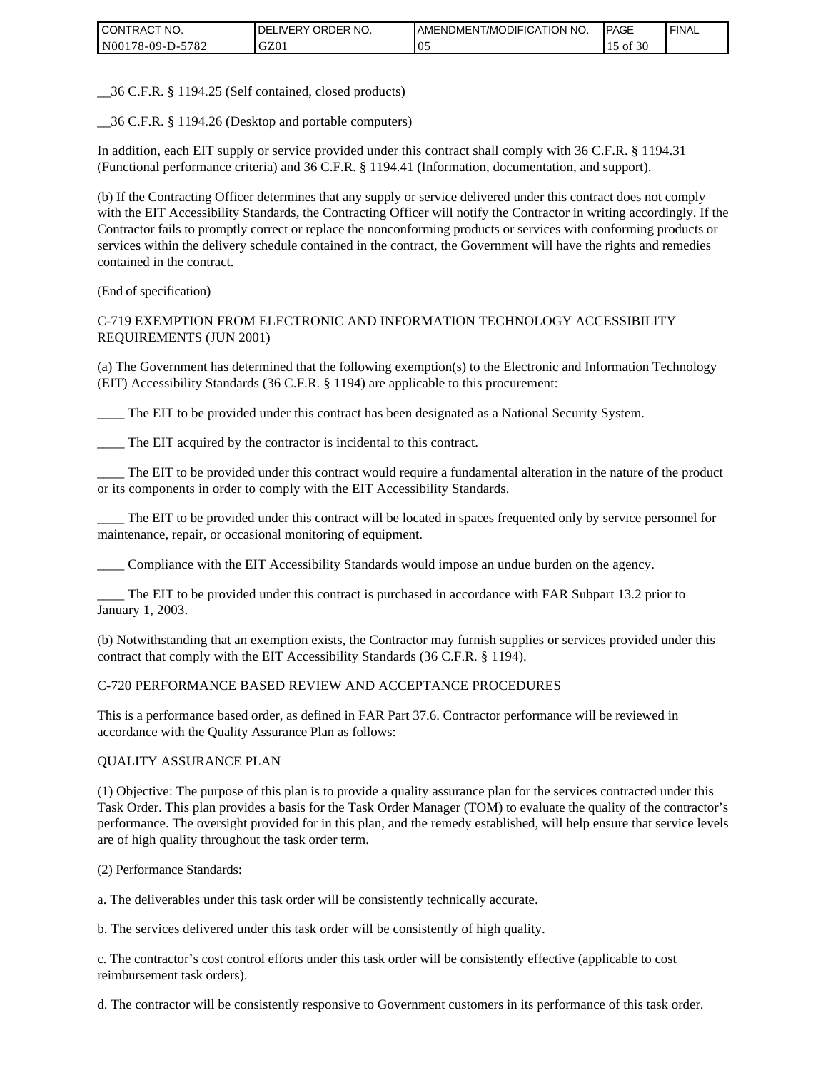__36 C.F.R. § 1194.25 (Self contained, closed products)

__36 C.F.R. § 1194.26 (Desktop and portable computers)

In addition, each EIT supply or service provided under this contract shall comply with 36 C.F.R. § 1194.31 (Functional performance criteria) and 36 C.F.R. § 1194.41 (Information, documentation, and support).

(b) If the Contracting Officer determines that any supply or service delivered under this contract does not comply with the EIT Accessibility Standards, the Contracting Officer will notify the Contractor in writing accordingly. If the Contractor fails to promptly correct or replace the nonconforming products or services with conforming products or services within the delivery schedule contained in the contract, the Government will have the rights and remedies contained in the contract.

(End of specification)

C-719 EXEMPTION FROM ELECTRONIC AND INFORMATION TECHNOLOGY ACCESSIBILITY REQUIREMENTS (JUN 2001)

(a) The Government has determined that the following exemption(s) to the Electronic and Information Technology (EIT) Accessibility Standards (36 C.F.R. § 1194) are applicable to this procurement:

____ The EIT to be provided under this contract has been designated as a National Security System.

____ The EIT acquired by the contractor is incidental to this contract.

____ The EIT to be provided under this contract would require a fundamental alteration in the nature of the product or its components in order to comply with the EIT Accessibility Standards.

____ The EIT to be provided under this contract will be located in spaces frequented only by service personnel for maintenance, repair, or occasional monitoring of equipment.

____ Compliance with the EIT Accessibility Standards would impose an undue burden on the agency.

____ The EIT to be provided under this contract is purchased in accordance with FAR Subpart 13.2 prior to January 1, 2003.

(b) Notwithstanding that an exemption exists, the Contractor may furnish supplies or services provided under this contract that comply with the EIT Accessibility Standards (36 C.F.R. § 1194).

C-720 PERFORMANCE BASED REVIEW AND ACCEPTANCE PROCEDURES

This is a performance based order, as defined in FAR Part 37.6. Contractor performance will be reviewed in accordance with the Quality Assurance Plan as follows:

QUALITY ASSURANCE PLAN

(1) Objective: The purpose of this plan is to provide a quality assurance plan for the services contracted under this Task Order. This plan provides a basis for the Task Order Manager (TOM) to evaluate the quality of the contractor's performance. The oversight provided for in this plan, and the remedy established, will help ensure that service levels are of high quality throughout the task order term.

(2) Performance Standards:

a. The deliverables under this task order will be consistently technically accurate.

b. The services delivered under this task order will be consistently of high quality.

c. The contractor's cost control efforts under this task order will be consistently effective (applicable to cost reimbursement task orders).

d. The contractor will be consistently responsive to Government customers in its performance of this task order.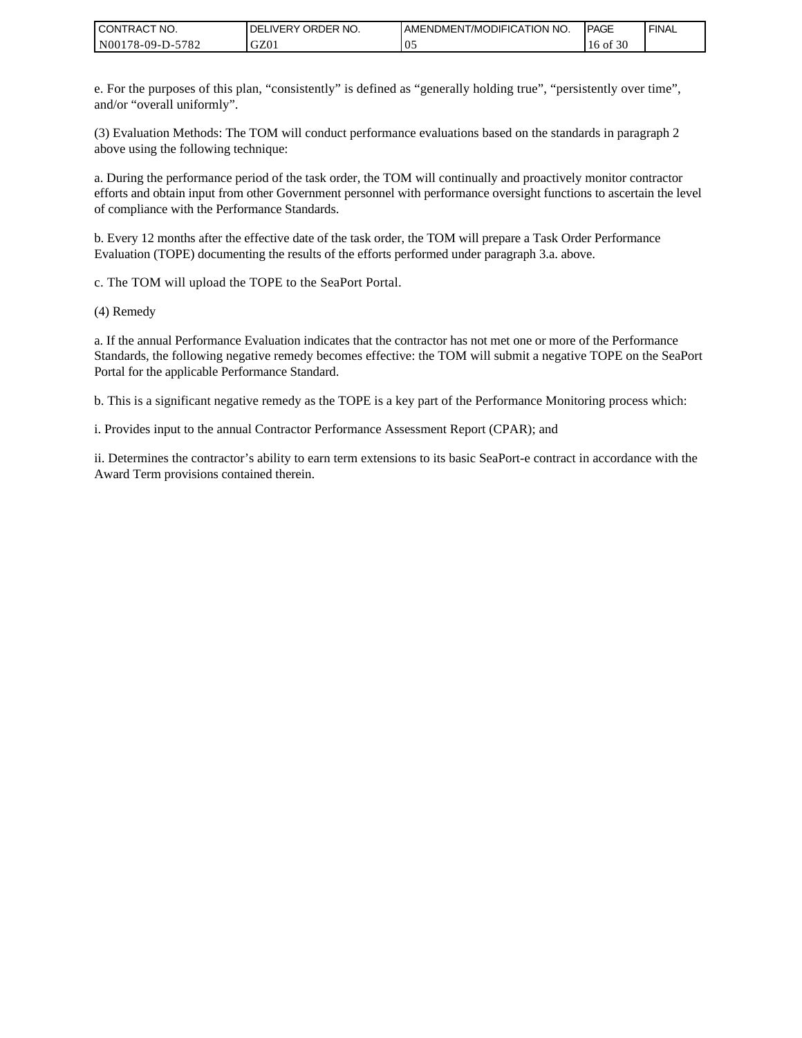e. For the purposes of this plan, “consistently” is defined as “generally holding true”, “persistently over time”, and/or “overall uniformly”.

(3) Evaluation Methods: The TOM will conduct performance evaluations based on the standards in paragraph 2 above using the following technique:

a. During the performance period of the task order, the TOM will continually and proactively monitor contractor efforts and obtain input from other Government personnel with performance oversight functions to ascertain the level of compliance with the Performance Standards.

b. Every 12 months after the effective date of the task order, the TOM will prepare a Task Order Performance Evaluation (TOPE) documenting the results of the efforts performed under paragraph 3.a. above.

c. The TOM will upload the TOPE to the SeaPort Portal.

(4) Remedy

a. If the annual Performance Evaluation indicates that the contractor has not met one or more of the Performance Standards, the following negative remedy becomes effective: the TOM will submit a negative TOPE on the SeaPort Portal for the applicable Performance Standard.

b. This is a significant negative remedy as the TOPE is a key part of the Performance Monitoring process which:

i. Provides input to the annual Contractor Performance Assessment Report (CPAR); and

ii. Determines the contractor’s ability to earn term extensions to its basic SeaPort-e contract in accordance with the Award Term provisions contained therein.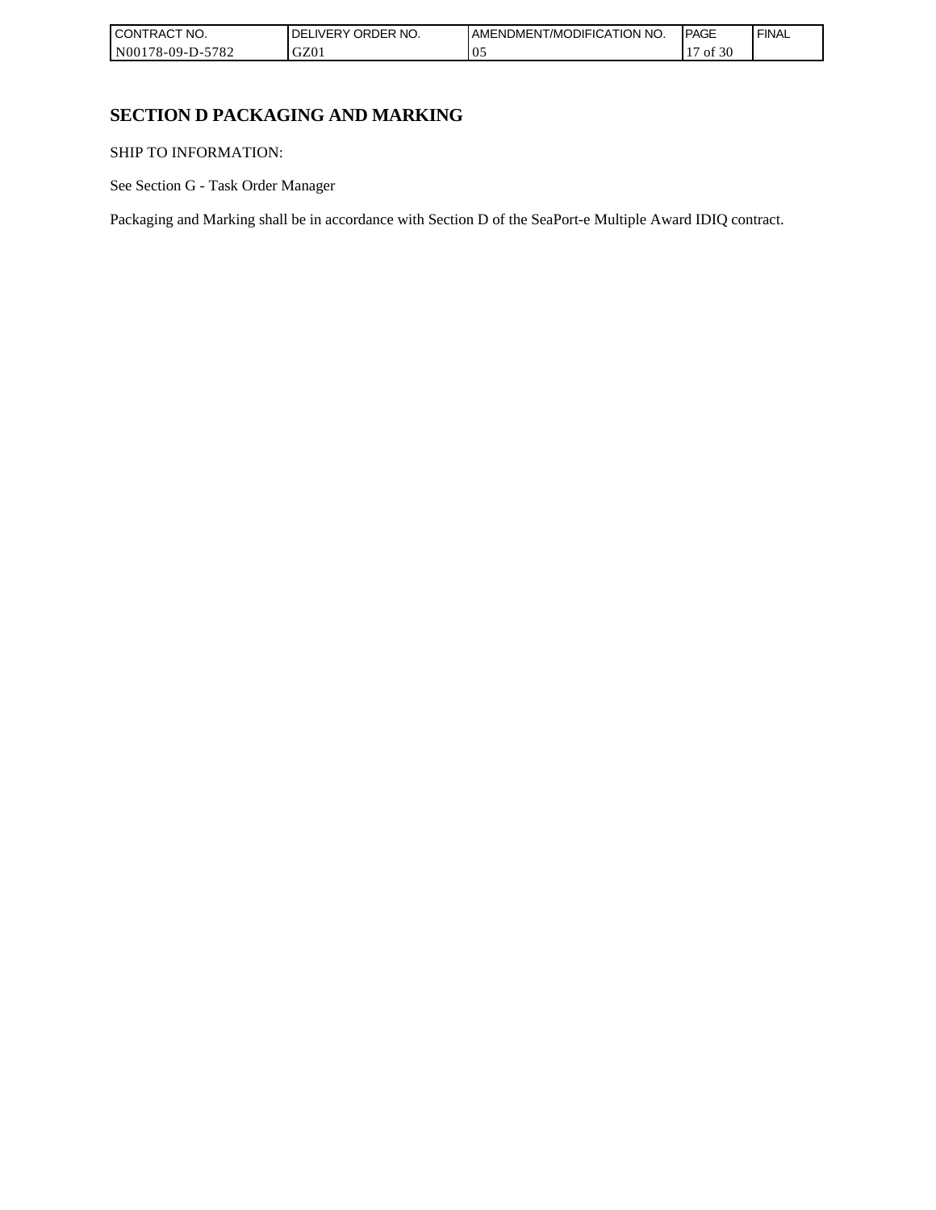## SECTION D PACKAGING AND MARKING

SHIP TO INFORMATION:

See Section G - Task Order Manager

Packaging and Marking shall be in accordance with Section D of the SeaPort-e Multiple Award IDIQ contract.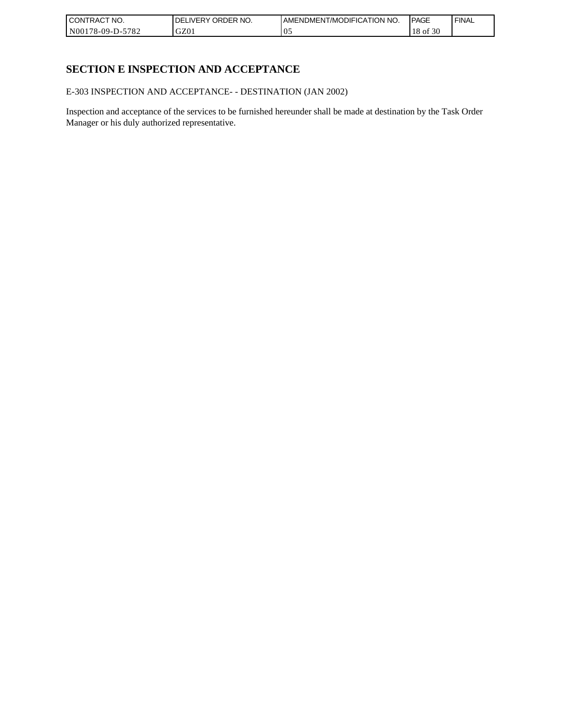## SECTION E INSPECTION AND ACCEPTANCE

E-303 INSPECTION AND ACCEPTANCE- - DESTINATION (JAN 2002)

Inspection and acceptance of the services to be furnished hereunder shall be made at destination by the Task Order Manager or his duly authorized representative.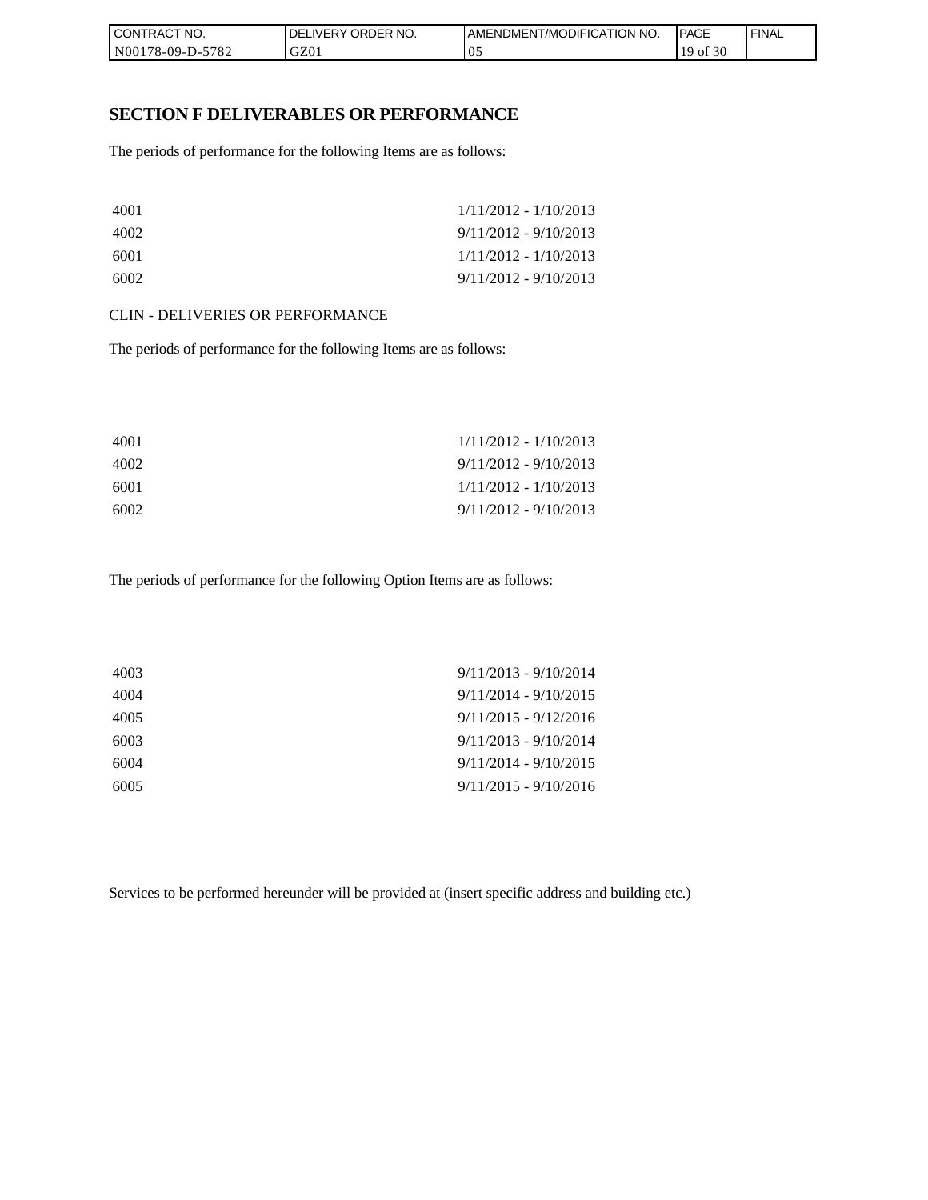## SECTION F DELIVERABLES OR PERFORMANCE

The periods of performance for the following Items are as follows:

| | |
|---|---|
| 4001 | 1/11/2012 - 1/10/2013 |
| 4002 | 9/11/2012 - 9/10/2013 |
| 6001 | 1/11/2012 - 1/10/2013 |
| 6002 | 9/11/2012 - 9/10/2013 |

CLIN - DELIVERIES OR PERFORMANCE

The periods of performance for the following Items are as follows:

| | |
|---|---|
| 4001 | 1/11/2012 - 1/10/2013 |
| 4002 | 9/11/2012 - 9/10/2013 |
| 6001 | 1/11/2012 - 1/10/2013 |
| 6002 | 9/11/2012 - 9/10/2013 |

The periods of performance for the following Option Items are as follows:

| | |
|---|---|
| 4003 | 9/11/2013 - 9/10/2014 |
| 4004 | 9/11/2014 - 9/10/2015 |
| 4005 | 9/11/2015 - 9/12/2016 |
| 6003 | 9/11/2013 - 9/10/2014 |
| 6004 | 9/11/2014 - 9/10/2015 |
| 6005 | 9/11/2015 - 9/10/2016 |

Services to be performed hereunder will be provided at (insert specific address and building etc.)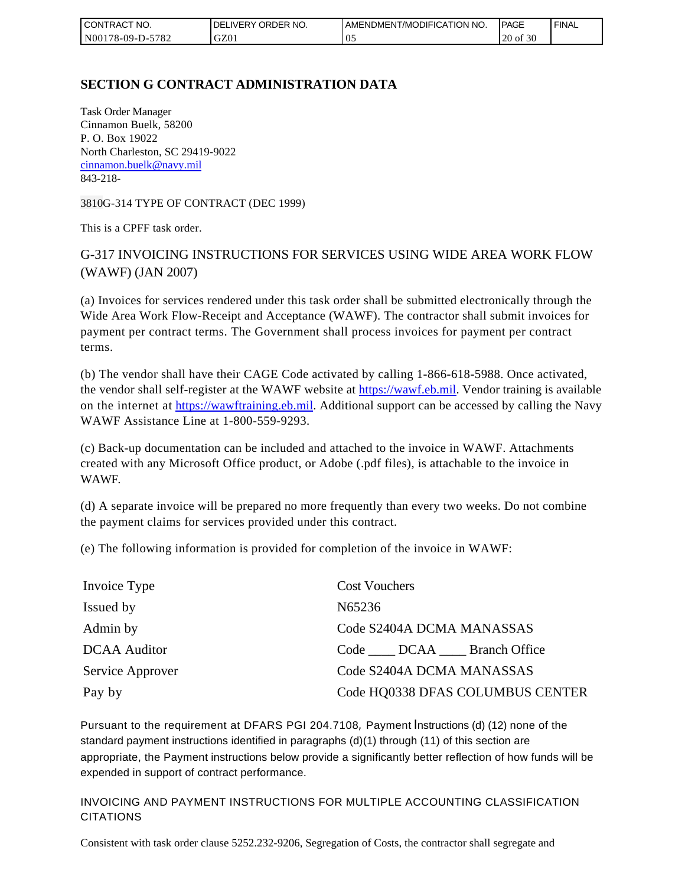## SECTION G CONTRACT ADMINISTRATION DATA

Task Order Manager
Cinnamon Buelk, 58200
P. O. Box 19022
North Charleston, SC 29419-9022
cinnamon.buelk@navy.mil
843-218-

3810G-314 TYPE OF CONTRACT (DEC 1999)

This is a CPFF task order.

G-317 INVOICING INSTRUCTIONS FOR SERVICES USING WIDE AREA WORK FLOW (WAWF) (JAN 2007)

(a) Invoices for services rendered under this task order shall be submitted electronically through the Wide Area Work Flow-Receipt and Acceptance (WAWF). The contractor shall submit invoices for payment per contract terms. The Government shall process invoices for payment per contract terms.

(b) The vendor shall have their CAGE Code activated by calling 1-866-618-5988. Once activated, the vendor shall self-register at the WAWF website at https://wawf.eb.mil. Vendor training is available on the internet at https://wawftraining.eb.mil. Additional support can be accessed by calling the Navy WAWF Assistance Line at 1-800-559-9293.

(c) Back-up documentation can be included and attached to the invoice in WAWF. Attachments created with any Microsoft Office product, or Adobe (.pdf files), is attachable to the invoice in WAWF.

(d) A separate invoice will be prepared no more frequently than every two weeks. Do not combine the payment claims for services provided under this contract.

(e) The following information is provided for completion of the invoice in WAWF:

| | |
|---|---|
| Invoice Type | Cost Vouchers |
| Issued by | N65236 |
| Admin by | Code S2404A DCMA MANASSAS |
| DCAA Auditor | Code ____ DCAA ____ Branch Office |
| Service Approver | Code S2404A DCMA MANASSAS |
| Pay by | Code HQ0338 DFAS COLUMBUS CENTER |

Pursuant to the requirement at DFARS PGI 204.7108, Payment Instructions (d) (12) none of the standard payment instructions identified in paragraphs (d)(1) through (11) of this section are appropriate, the Payment instructions below provide a significantly better reflection of how funds will be expended in support of contract performance.

INVOICING AND PAYMENT INSTRUCTIONS FOR MULTIPLE ACCOUNTING CLASSIFICATION CITATIONS

Consistent with task order clause 5252.232-9206, Segregation of Costs, the contractor shall segregate and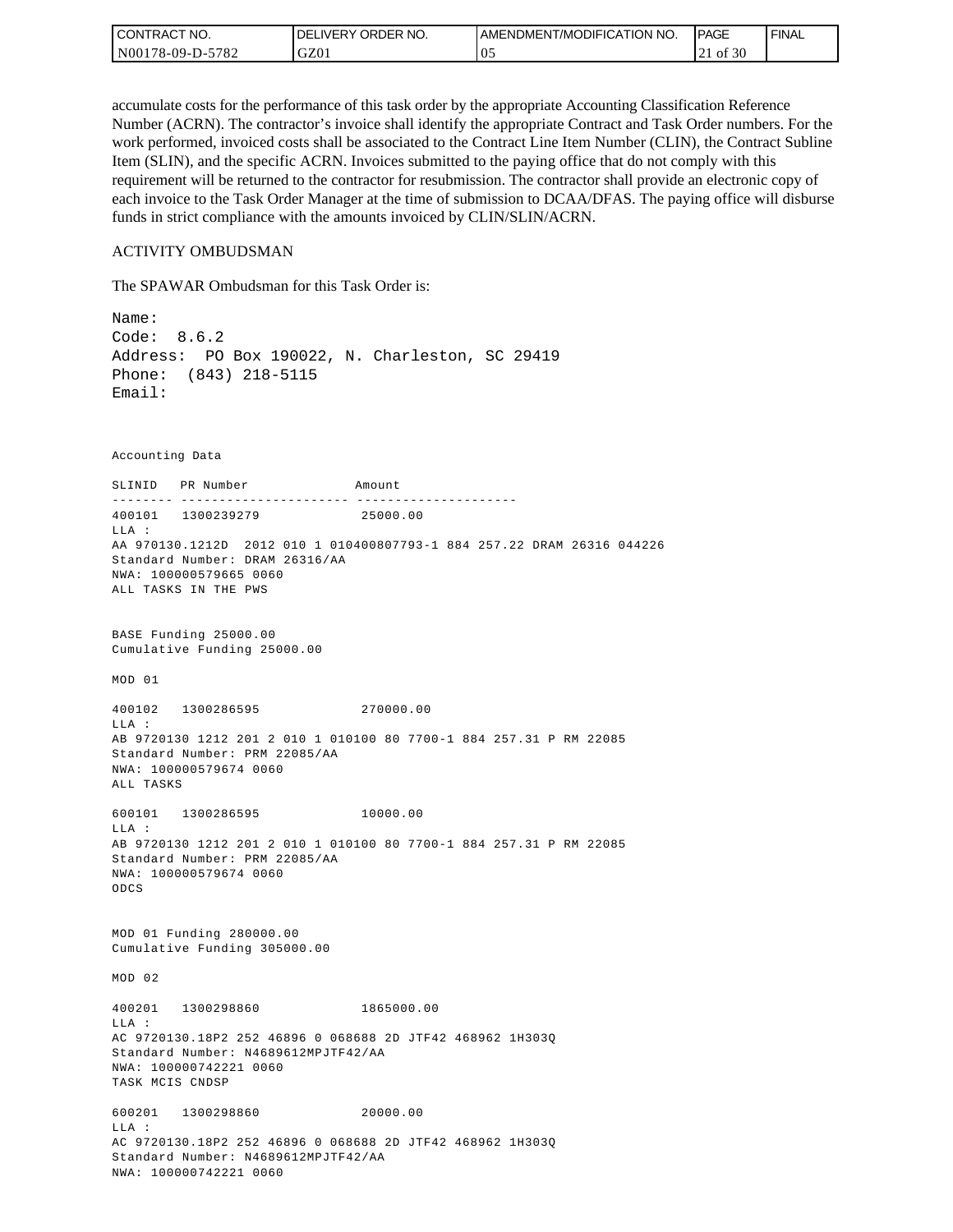accumulate costs for the performance of this task order by the appropriate Accounting Classification Reference Number (ACRN). The contractor's invoice shall identify the appropriate Contract and Task Order numbers. For the work performed, invoiced costs shall be associated to the Contract Line Item Number (CLIN), the Contract Subline Item (SLIN), and the specific ACRN. Invoices submitted to the paying office that do not comply with this requirement will be returned to the contractor for resubmission. The contractor shall provide an electronic copy of each invoice to the Task Order Manager at the time of submission to DCAA/DFAS. The paying office will disburse funds in strict compliance with the amounts invoiced by CLIN/SLIN/ACRN.

ACTIVITY OMBUDSMAN

The SPAWAR Ombudsman for this Task Order is:

```
Name:
Code:  8.6.2
Address:  PO Box 190022, N. Charleston, SC 29419
Phone:  (843) 218-5115
Email:
```

```
Accounting Data

SLINID   PR Number              Amount
-------- ---------------------- ---------------------
400101   1300239279              25000.00
LLA :
AA 970130.1212D  2012 010 1 010400807793-1 884 257.22 DRAM 26316 044226
Standard Number: DRAM 26316/AA
NWA: 100000579665 0060
ALL TASKS IN THE PWS


BASE Funding 25000.00
Cumulative Funding 25000.00

MOD 01

400102   1300286595              270000.00
LLA :
AB 9720130 1212 201 2 010 1 010100 80 7700-1 884 257.31 P RM 22085
Standard Number: PRM 22085/AA
NWA: 100000579674 0060
ALL TASKS

600101   1300286595              10000.00
LLA :
AB 9720130 1212 201 2 010 1 010100 80 7700-1 884 257.31 P RM 22085
Standard Number: PRM 22085/AA
NWA: 100000579674 0060
ODCS


MOD 01 Funding 280000.00
Cumulative Funding 305000.00

MOD 02

400201   1300298860              1865000.00
LLA :
AC 9720130.18P2 252 46896 0 068688 2D JTF42 468962 1H303Q
Standard Number: N4689612MPJTF42/AA
NWA: 100000742221 0060
TASK MCIS CNDSP

600201   1300298860              20000.00
LLA :
AC 9720130.18P2 252 46896 0 068688 2D JTF42 468962 1H303Q
Standard Number: N4689612MPJTF42/AA
NWA: 100000742221 0060
```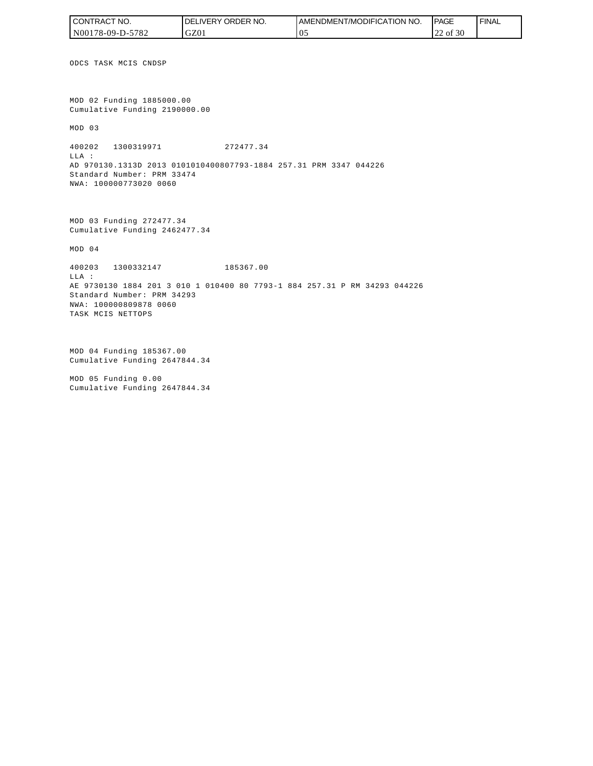ODCS TASK MCIS CNDSP

MOD 02 Funding 1885000.00
Cumulative Funding 2190000.00

MOD 03

400202 1300319971 272477.34
LLA :
AD 970130.1313D 2013 0101010400807793-1884 257.31 PRM 3347 044226
Standard Number: PRM 33474
NWA: 100000773020 0060

MOD 03 Funding 272477.34
Cumulative Funding 2462477.34

MOD 04

400203 1300332147 185367.00
LLA :
AE 9730130 1884 201 3 010 1 010400 80 7793-1 884 257.31 P RM 34293 044226
Standard Number: PRM 34293
NWA: 100000809878 0060
TASK MCIS NETTOPS

MOD 04 Funding 185367.00
Cumulative Funding 2647844.34

MOD 05 Funding 0.00
Cumulative Funding 2647844.34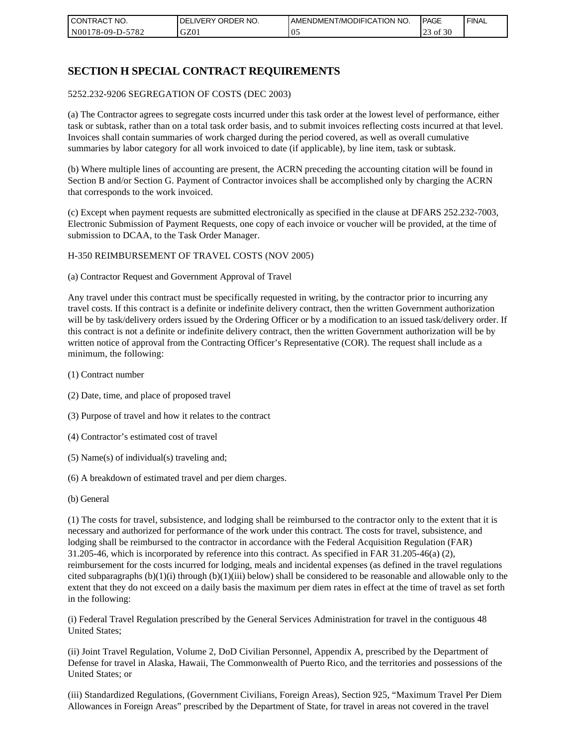# SECTION H SPECIAL CONTRACT REQUIREMENTS

5252.232-9206 SEGREGATION OF COSTS (DEC 2003)

(a) The Contractor agrees to segregate costs incurred under this task order at the lowest level of performance, either task or subtask, rather than on a total task order basis, and to submit invoices reflecting costs incurred at that level. Invoices shall contain summaries of work charged during the period covered, as well as overall cumulative summaries by labor category for all work invoiced to date (if applicable), by line item, task or subtask.

(b) Where multiple lines of accounting are present, the ACRN preceding the accounting citation will be found in Section B and/or Section G. Payment of Contractor invoices shall be accomplished only by charging the ACRN that corresponds to the work invoiced.

(c) Except when payment requests are submitted electronically as specified in the clause at DFARS 252.232-7003, Electronic Submission of Payment Requests, one copy of each invoice or voucher will be provided, at the time of submission to DCAA, to the Task Order Manager.

H-350 REIMBURSEMENT OF TRAVEL COSTS (NOV 2005)

(a) Contractor Request and Government Approval of Travel

Any travel under this contract must be specifically requested in writing, by the contractor prior to incurring any travel costs. If this contract is a definite or indefinite delivery contract, then the written Government authorization will be by task/delivery orders issued by the Ordering Officer or by a modification to an issued task/delivery order. If this contract is not a definite or indefinite delivery contract, then the written Government authorization will be by written notice of approval from the Contracting Officer's Representative (COR). The request shall include as a minimum, the following:

(1) Contract number

(2) Date, time, and place of proposed travel

(3) Purpose of travel and how it relates to the contract

(4) Contractor's estimated cost of travel

(5) Name(s) of individual(s) traveling and;

(6) A breakdown of estimated travel and per diem charges.

(b) General

(1) The costs for travel, subsistence, and lodging shall be reimbursed to the contractor only to the extent that it is necessary and authorized for performance of the work under this contract. The costs for travel, subsistence, and lodging shall be reimbursed to the contractor in accordance with the Federal Acquisition Regulation (FAR) 31.205-46, which is incorporated by reference into this contract. As specified in FAR 31.205-46(a) (2), reimbursement for the costs incurred for lodging, meals and incidental expenses (as defined in the travel regulations cited subparagraphs (b)(1)(i) through (b)(1)(iii) below) shall be considered to be reasonable and allowable only to the extent that they do not exceed on a daily basis the maximum per diem rates in effect at the time of travel as set forth in the following:

(i) Federal Travel Regulation prescribed by the General Services Administration for travel in the contiguous 48 United States;

(ii) Joint Travel Regulation, Volume 2, DoD Civilian Personnel, Appendix A, prescribed by the Department of Defense for travel in Alaska, Hawaii, The Commonwealth of Puerto Rico, and the territories and possessions of the United States; or

(iii) Standardized Regulations, (Government Civilians, Foreign Areas), Section 925, "Maximum Travel Per Diem Allowances in Foreign Areas" prescribed by the Department of State, for travel in areas not covered in the travel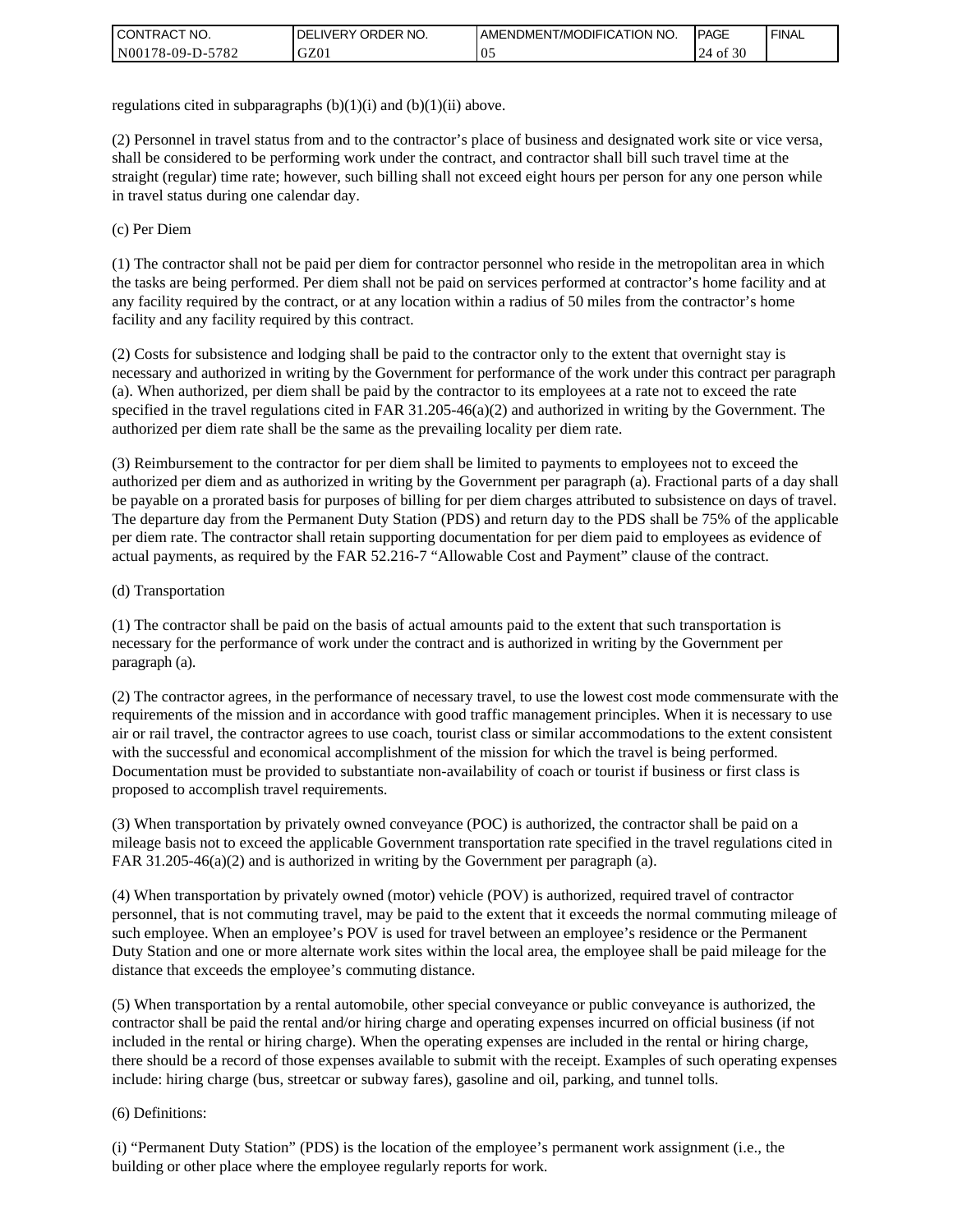regulations cited in subparagraphs (b)(1)(i) and (b)(1)(ii) above.

(2) Personnel in travel status from and to the contractor's place of business and designated work site or vice versa, shall be considered to be performing work under the contract, and contractor shall bill such travel time at the straight (regular) time rate; however, such billing shall not exceed eight hours per person for any one person while in travel status during one calendar day.

(c) Per Diem

(1) The contractor shall not be paid per diem for contractor personnel who reside in the metropolitan area in which the tasks are being performed. Per diem shall not be paid on services performed at contractor's home facility and at any facility required by the contract, or at any location within a radius of 50 miles from the contractor's home facility and any facility required by this contract.

(2) Costs for subsistence and lodging shall be paid to the contractor only to the extent that overnight stay is necessary and authorized in writing by the Government for performance of the work under this contract per paragraph (a). When authorized, per diem shall be paid by the contractor to its employees at a rate not to exceed the rate specified in the travel regulations cited in FAR 31.205-46(a)(2) and authorized in writing by the Government. The authorized per diem rate shall be the same as the prevailing locality per diem rate.

(3) Reimbursement to the contractor for per diem shall be limited to payments to employees not to exceed the authorized per diem and as authorized in writing by the Government per paragraph (a). Fractional parts of a day shall be payable on a prorated basis for purposes of billing for per diem charges attributed to subsistence on days of travel. The departure day from the Permanent Duty Station (PDS) and return day to the PDS shall be 75% of the applicable per diem rate. The contractor shall retain supporting documentation for per diem paid to employees as evidence of actual payments, as required by the FAR 52.216-7 "Allowable Cost and Payment" clause of the contract.

(d) Transportation

(1) The contractor shall be paid on the basis of actual amounts paid to the extent that such transportation is necessary for the performance of work under the contract and is authorized in writing by the Government per paragraph (a).

(2) The contractor agrees, in the performance of necessary travel, to use the lowest cost mode commensurate with the requirements of the mission and in accordance with good traffic management principles. When it is necessary to use air or rail travel, the contractor agrees to use coach, tourist class or similar accommodations to the extent consistent with the successful and economical accomplishment of the mission for which the travel is being performed. Documentation must be provided to substantiate non-availability of coach or tourist if business or first class is proposed to accomplish travel requirements.

(3) When transportation by privately owned conveyance (POC) is authorized, the contractor shall be paid on a mileage basis not to exceed the applicable Government transportation rate specified in the travel regulations cited in FAR 31.205-46(a)(2) and is authorized in writing by the Government per paragraph (a).

(4) When transportation by privately owned (motor) vehicle (POV) is authorized, required travel of contractor personnel, that is not commuting travel, may be paid to the extent that it exceeds the normal commuting mileage of such employee. When an employee's POV is used for travel between an employee's residence or the Permanent Duty Station and one or more alternate work sites within the local area, the employee shall be paid mileage for the distance that exceeds the employee's commuting distance.

(5) When transportation by a rental automobile, other special conveyance or public conveyance is authorized, the contractor shall be paid the rental and/or hiring charge and operating expenses incurred on official business (if not included in the rental or hiring charge). When the operating expenses are included in the rental or hiring charge, there should be a record of those expenses available to submit with the receipt. Examples of such operating expenses include: hiring charge (bus, streetcar or subway fares), gasoline and oil, parking, and tunnel tolls.

(6) Definitions:

(i) "Permanent Duty Station" (PDS) is the location of the employee's permanent work assignment (i.e., the building or other place where the employee regularly reports for work.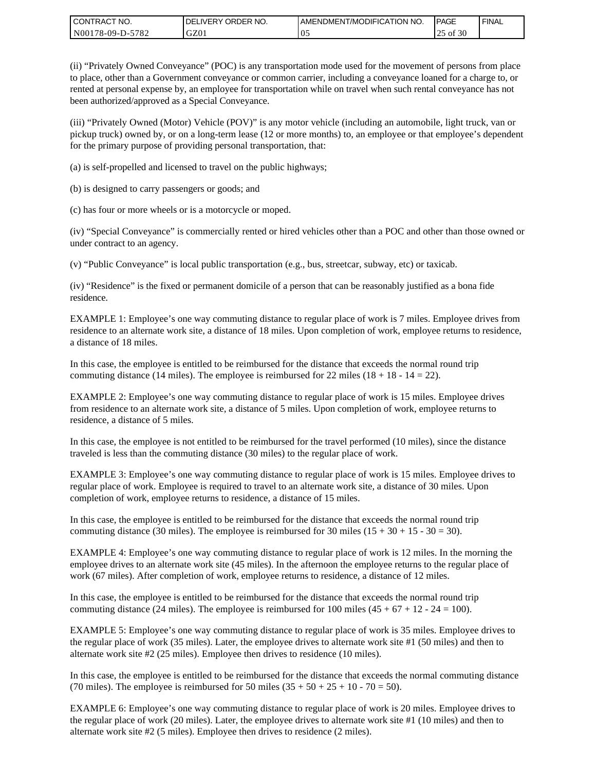(ii) “Privately Owned Conveyance” (POC) is any transportation mode used for the movement of persons from place to place, other than a Government conveyance or common carrier, including a conveyance loaned for a charge to, or rented at personal expense by, an employee for transportation while on travel when such rental conveyance has not been authorized/approved as a Special Conveyance.

(iii) “Privately Owned (Motor) Vehicle (POV)” is any motor vehicle (including an automobile, light truck, van or pickup truck) owned by, or on a long-term lease (12 or more months) to, an employee or that employee’s dependent for the primary purpose of providing personal transportation, that:

(a) is self-propelled and licensed to travel on the public highways;

(b) is designed to carry passengers or goods; and

(c) has four or more wheels or is a motorcycle or moped.

(iv) “Special Conveyance” is commercially rented or hired vehicles other than a POC and other than those owned or under contract to an agency.

(v) “Public Conveyance” is local public transportation (e.g., bus, streetcar, subway, etc) or taxicab.

(iv) “Residence” is the fixed or permanent domicile of a person that can be reasonably justified as a bona fide residence.

EXAMPLE 1: Employee’s one way commuting distance to regular place of work is 7 miles. Employee drives from residence to an alternate work site, a distance of 18 miles. Upon completion of work, employee returns to residence, a distance of 18 miles.

In this case, the employee is entitled to be reimbursed for the distance that exceeds the normal round trip commuting distance (14 miles). The employee is reimbursed for 22 miles (18 + 18 - 14 = 22).

EXAMPLE 2: Employee’s one way commuting distance to regular place of work is 15 miles. Employee drives from residence to an alternate work site, a distance of 5 miles. Upon completion of work, employee returns to residence, a distance of 5 miles.

In this case, the employee is not entitled to be reimbursed for the travel performed (10 miles), since the distance traveled is less than the commuting distance (30 miles) to the regular place of work.

EXAMPLE 3: Employee’s one way commuting distance to regular place of work is 15 miles. Employee drives to regular place of work. Employee is required to travel to an alternate work site, a distance of 30 miles. Upon completion of work, employee returns to residence, a distance of 15 miles.

In this case, the employee is entitled to be reimbursed for the distance that exceeds the normal round trip commuting distance (30 miles). The employee is reimbursed for 30 miles (15 + 30 + 15 - 30 = 30).

EXAMPLE 4: Employee’s one way commuting distance to regular place of work is 12 miles. In the morning the employee drives to an alternate work site (45 miles). In the afternoon the employee returns to the regular place of work (67 miles). After completion of work, employee returns to residence, a distance of 12 miles.

In this case, the employee is entitled to be reimbursed for the distance that exceeds the normal round trip commuting distance (24 miles). The employee is reimbursed for 100 miles (45 + 67 + 12 - 24 = 100).

EXAMPLE 5: Employee’s one way commuting distance to regular place of work is 35 miles. Employee drives to the regular place of work (35 miles). Later, the employee drives to alternate work site #1 (50 miles) and then to alternate work site #2 (25 miles). Employee then drives to residence (10 miles).

In this case, the employee is entitled to be reimbursed for the distance that exceeds the normal commuting distance (70 miles). The employee is reimbursed for 50 miles (35 + 50 + 25 + 10 - 70 = 50).

EXAMPLE 6: Employee’s one way commuting distance to regular place of work is 20 miles. Employee drives to the regular place of work (20 miles). Later, the employee drives to alternate work site #1 (10 miles) and then to alternate work site #2 (5 miles). Employee then drives to residence (2 miles).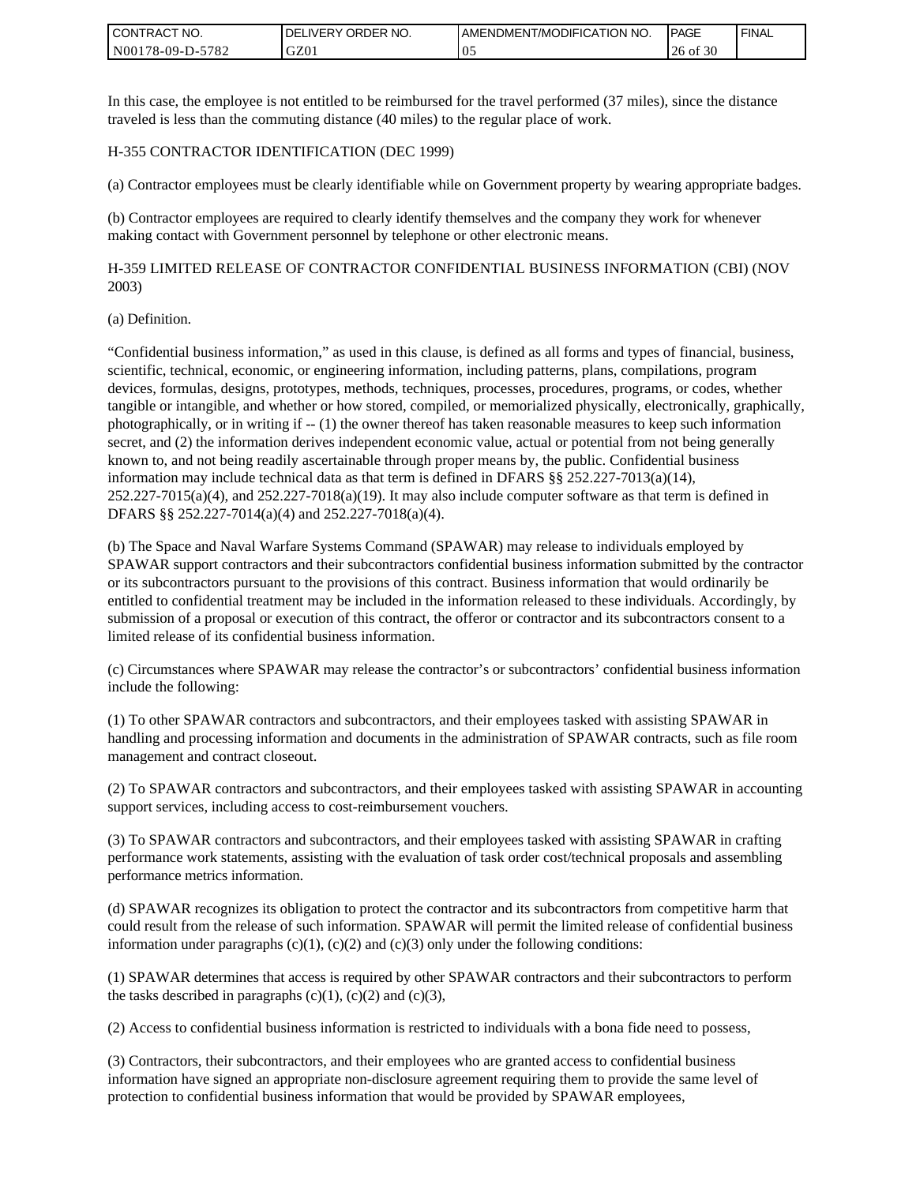In this case, the employee is not entitled to be reimbursed for the travel performed (37 miles), since the distance traveled is less than the commuting distance (40 miles) to the regular place of work.

H-355 CONTRACTOR IDENTIFICATION (DEC 1999)

(a) Contractor employees must be clearly identifiable while on Government property by wearing appropriate badges.

(b) Contractor employees are required to clearly identify themselves and the company they work for whenever making contact with Government personnel by telephone or other electronic means.

H-359 LIMITED RELEASE OF CONTRACTOR CONFIDENTIAL BUSINESS INFORMATION (CBI) (NOV 2003)

(a) Definition.

“Confidential business information,” as used in this clause, is defined as all forms and types of financial, business, scientific, technical, economic, or engineering information, including patterns, plans, compilations, program devices, formulas, designs, prototypes, methods, techniques, processes, procedures, programs, or codes, whether tangible or intangible, and whether or how stored, compiled, or memorialized physically, electronically, graphically, photographically, or in writing if -- (1) the owner thereof has taken reasonable measures to keep such information secret, and (2) the information derives independent economic value, actual or potential from not being generally known to, and not being readily ascertainable through proper means by, the public. Confidential business information may include technical data as that term is defined in DFARS §§ 252.227-7013(a)(14), 252.227-7015(a)(4), and 252.227-7018(a)(19). It may also include computer software as that term is defined in DFARS §§ 252.227-7014(a)(4) and 252.227-7018(a)(4).

(b) The Space and Naval Warfare Systems Command (SPAWAR) may release to individuals employed by SPAWAR support contractors and their subcontractors confidential business information submitted by the contractor or its subcontractors pursuant to the provisions of this contract. Business information that would ordinarily be entitled to confidential treatment may be included in the information released to these individuals. Accordingly, by submission of a proposal or execution of this contract, the offeror or contractor and its subcontractors consent to a limited release of its confidential business information.

(c) Circumstances where SPAWAR may release the contractor’s or subcontractors’ confidential business information include the following:

(1) To other SPAWAR contractors and subcontractors, and their employees tasked with assisting SPAWAR in handling and processing information and documents in the administration of SPAWAR contracts, such as file room management and contract closeout.

(2) To SPAWAR contractors and subcontractors, and their employees tasked with assisting SPAWAR in accounting support services, including access to cost-reimbursement vouchers.

(3) To SPAWAR contractors and subcontractors, and their employees tasked with assisting SPAWAR in crafting performance work statements, assisting with the evaluation of task order cost/technical proposals and assembling performance metrics information.

(d) SPAWAR recognizes its obligation to protect the contractor and its subcontractors from competitive harm that could result from the release of such information. SPAWAR will permit the limited release of confidential business information under paragraphs (c)(1), (c)(2) and (c)(3) only under the following conditions:

(1) SPAWAR determines that access is required by other SPAWAR contractors and their subcontractors to perform the tasks described in paragraphs (c)(1), (c)(2) and (c)(3),

(2) Access to confidential business information is restricted to individuals with a bona fide need to possess,

(3) Contractors, their subcontractors, and their employees who are granted access to confidential business information have signed an appropriate non-disclosure agreement requiring them to provide the same level of protection to confidential business information that would be provided by SPAWAR employees,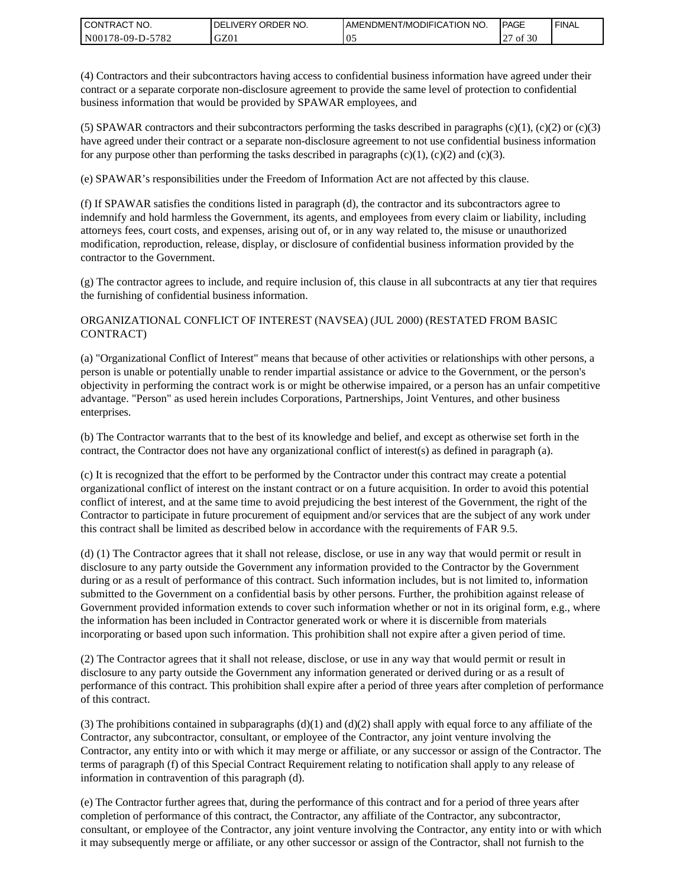(4) Contractors and their subcontractors having access to confidential business information have agreed under their contract or a separate corporate non-disclosure agreement to provide the same level of protection to confidential business information that would be provided by SPAWAR employees, and

(5) SPAWAR contractors and their subcontractors performing the tasks described in paragraphs (c)(1), (c)(2) or (c)(3) have agreed under their contract or a separate non-disclosure agreement to not use confidential business information for any purpose other than performing the tasks described in paragraphs (c)(1), (c)(2) and (c)(3).

(e) SPAWAR's responsibilities under the Freedom of Information Act are not affected by this clause.

(f) If SPAWAR satisfies the conditions listed in paragraph (d), the contractor and its subcontractors agree to indemnify and hold harmless the Government, its agents, and employees from every claim or liability, including attorneys fees, court costs, and expenses, arising out of, or in any way related to, the misuse or unauthorized modification, reproduction, release, display, or disclosure of confidential business information provided by the contractor to the Government.

(g) The contractor agrees to include, and require inclusion of, this clause in all subcontracts at any tier that requires the furnishing of confidential business information.

ORGANIZATIONAL CONFLICT OF INTEREST (NAVSEA) (JUL 2000) (RESTATED FROM BASIC CONTRACT)

(a) "Organizational Conflict of Interest" means that because of other activities or relationships with other persons, a person is unable or potentially unable to render impartial assistance or advice to the Government, or the person's objectivity in performing the contract work is or might be otherwise impaired, or a person has an unfair competitive advantage. "Person" as used herein includes Corporations, Partnerships, Joint Ventures, and other business enterprises.

(b) The Contractor warrants that to the best of its knowledge and belief, and except as otherwise set forth in the contract, the Contractor does not have any organizational conflict of interest(s) as defined in paragraph (a).

(c) It is recognized that the effort to be performed by the Contractor under this contract may create a potential organizational conflict of interest on the instant contract or on a future acquisition. In order to avoid this potential conflict of interest, and at the same time to avoid prejudicing the best interest of the Government, the right of the Contractor to participate in future procurement of equipment and/or services that are the subject of any work under this contract shall be limited as described below in accordance with the requirements of FAR 9.5.

(d) (1) The Contractor agrees that it shall not release, disclose, or use in any way that would permit or result in disclosure to any party outside the Government any information provided to the Contractor by the Government during or as a result of performance of this contract. Such information includes, but is not limited to, information submitted to the Government on a confidential basis by other persons. Further, the prohibition against release of Government provided information extends to cover such information whether or not in its original form, e.g., where the information has been included in Contractor generated work or where it is discernible from materials incorporating or based upon such information. This prohibition shall not expire after a given period of time.

(2) The Contractor agrees that it shall not release, disclose, or use in any way that would permit or result in disclosure to any party outside the Government any information generated or derived during or as a result of performance of this contract. This prohibition shall expire after a period of three years after completion of performance of this contract.

(3) The prohibitions contained in subparagraphs (d)(1) and (d)(2) shall apply with equal force to any affiliate of the Contractor, any subcontractor, consultant, or employee of the Contractor, any joint venture involving the Contractor, any entity into or with which it may merge or affiliate, or any successor or assign of the Contractor. The terms of paragraph (f) of this Special Contract Requirement relating to notification shall apply to any release of information in contravention of this paragraph (d).

(e) The Contractor further agrees that, during the performance of this contract and for a period of three years after completion of performance of this contract, the Contractor, any affiliate of the Contractor, any subcontractor, consultant, or employee of the Contractor, any joint venture involving the Contractor, any entity into or with which it may subsequently merge or affiliate, or any other successor or assign of the Contractor, shall not furnish to the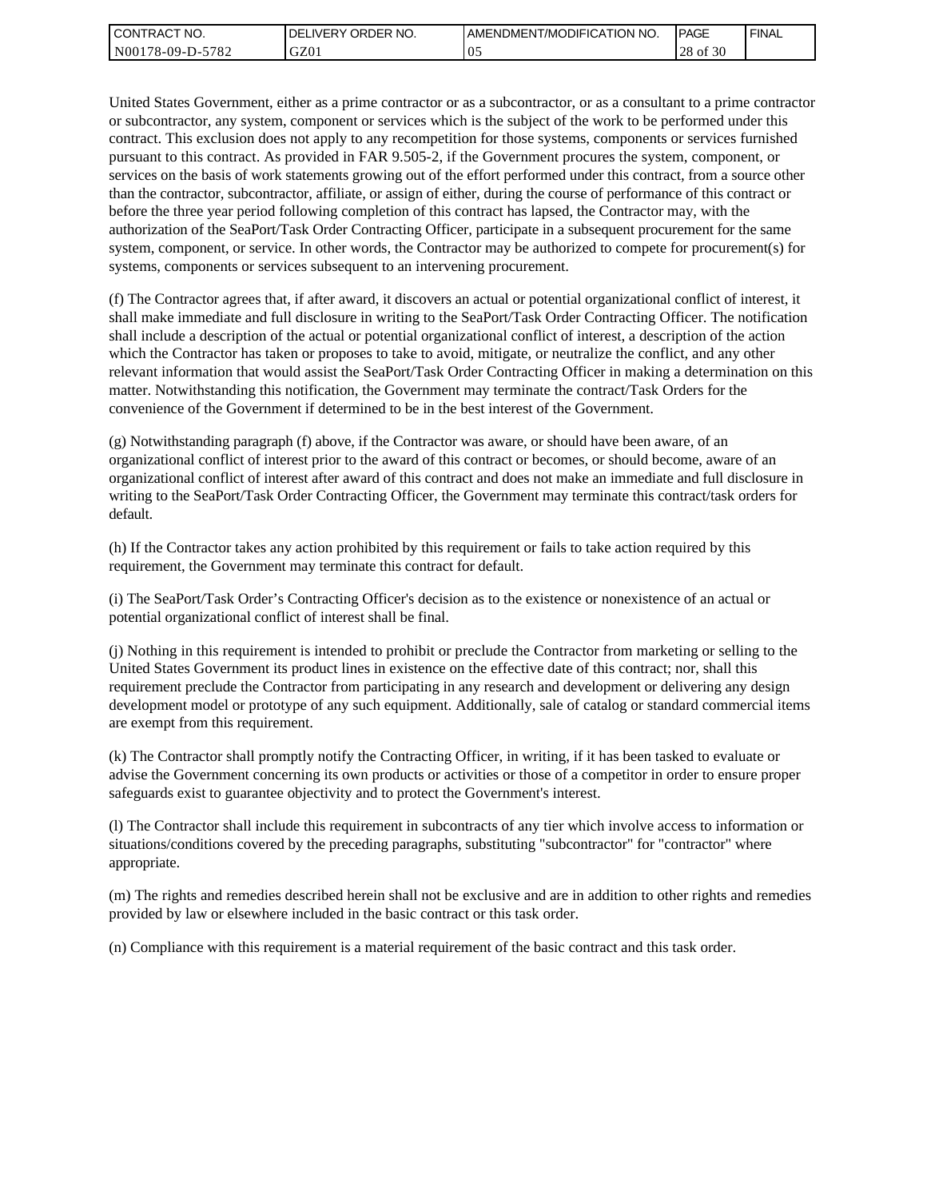United States Government, either as a prime contractor or as a subcontractor, or as a consultant to a prime contractor or subcontractor, any system, component or services which is the subject of the work to be performed under this contract. This exclusion does not apply to any recompetition for those systems, components or services furnished pursuant to this contract. As provided in FAR 9.505-2, if the Government procures the system, component, or services on the basis of work statements growing out of the effort performed under this contract, from a source other than the contractor, subcontractor, affiliate, or assign of either, during the course of performance of this contract or before the three year period following completion of this contract has lapsed, the Contractor may, with the authorization of the SeaPort/Task Order Contracting Officer, participate in a subsequent procurement for the same system, component, or service. In other words, the Contractor may be authorized to compete for procurement(s) for systems, components or services subsequent to an intervening procurement.

(f) The Contractor agrees that, if after award, it discovers an actual or potential organizational conflict of interest, it shall make immediate and full disclosure in writing to the SeaPort/Task Order Contracting Officer. The notification shall include a description of the actual or potential organizational conflict of interest, a description of the action which the Contractor has taken or proposes to take to avoid, mitigate, or neutralize the conflict, and any other relevant information that would assist the SeaPort/Task Order Contracting Officer in making a determination on this matter. Notwithstanding this notification, the Government may terminate the contract/Task Orders for the convenience of the Government if determined to be in the best interest of the Government.

(g) Notwithstanding paragraph (f) above, if the Contractor was aware, or should have been aware, of an organizational conflict of interest prior to the award of this contract or becomes, or should become, aware of an organizational conflict of interest after award of this contract and does not make an immediate and full disclosure in writing to the SeaPort/Task Order Contracting Officer, the Government may terminate this contract/task orders for default.

(h) If the Contractor takes any action prohibited by this requirement or fails to take action required by this requirement, the Government may terminate this contract for default.

(i) The SeaPort/Task Order's Contracting Officer's decision as to the existence or nonexistence of an actual or potential organizational conflict of interest shall be final.

(j) Nothing in this requirement is intended to prohibit or preclude the Contractor from marketing or selling to the United States Government its product lines in existence on the effective date of this contract; nor, shall this requirement preclude the Contractor from participating in any research and development or delivering any design development model or prototype of any such equipment. Additionally, sale of catalog or standard commercial items are exempt from this requirement.

(k) The Contractor shall promptly notify the Contracting Officer, in writing, if it has been tasked to evaluate or advise the Government concerning its own products or activities or those of a competitor in order to ensure proper safeguards exist to guarantee objectivity and to protect the Government's interest.

(l) The Contractor shall include this requirement in subcontracts of any tier which involve access to information or situations/conditions covered by the preceding paragraphs, substituting "subcontractor" for "contractor" where appropriate.

(m) The rights and remedies described herein shall not be exclusive and are in addition to other rights and remedies provided by law or elsewhere included in the basic contract or this task order.

(n) Compliance with this requirement is a material requirement of the basic contract and this task order.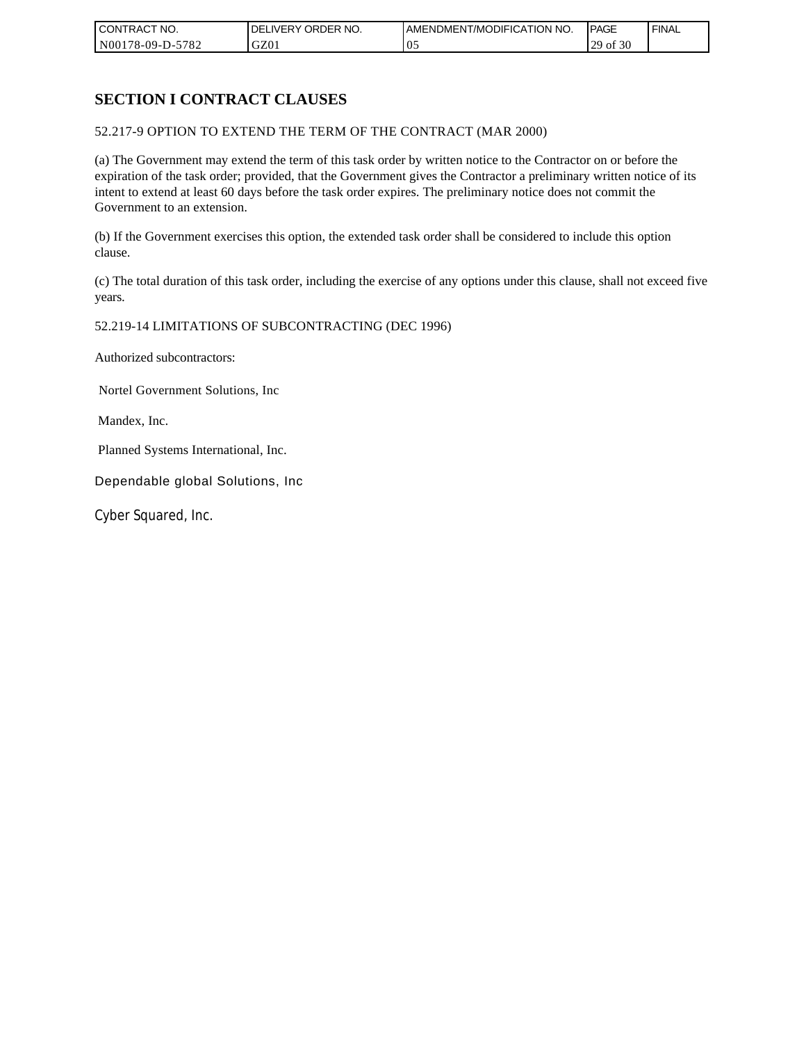## SECTION I CONTRACT CLAUSES

52.217-9 OPTION TO EXTEND THE TERM OF THE CONTRACT (MAR 2000)

(a) The Government may extend the term of this task order by written notice to the Contractor on or before the expiration of the task order; provided, that the Government gives the Contractor a preliminary written notice of its intent to extend at least 60 days before the task order expires. The preliminary notice does not commit the Government to an extension.

(b) If the Government exercises this option, the extended task order shall be considered to include this option clause.

(c) The total duration of this task order, including the exercise of any options under this clause, shall not exceed five years.

52.219-14 LIMITATIONS OF SUBCONTRACTING (DEC 1996)

Authorized subcontractors:

Nortel Government Solutions, Inc

Mandex, Inc.

Planned Systems International, Inc.

Dependable global Solutions, Inc

Cyber Squared, Inc.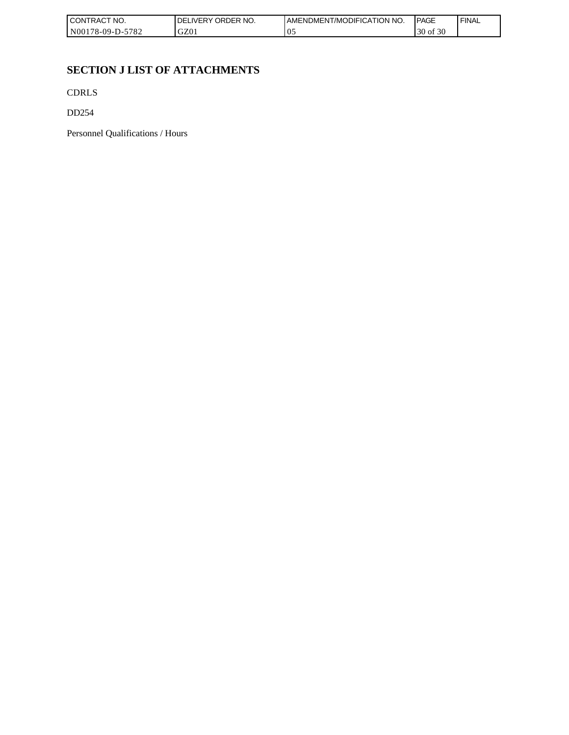## SECTION J LIST OF ATTACHMENTS

CDRLS

DD254

Personnel Qualifications / Hours